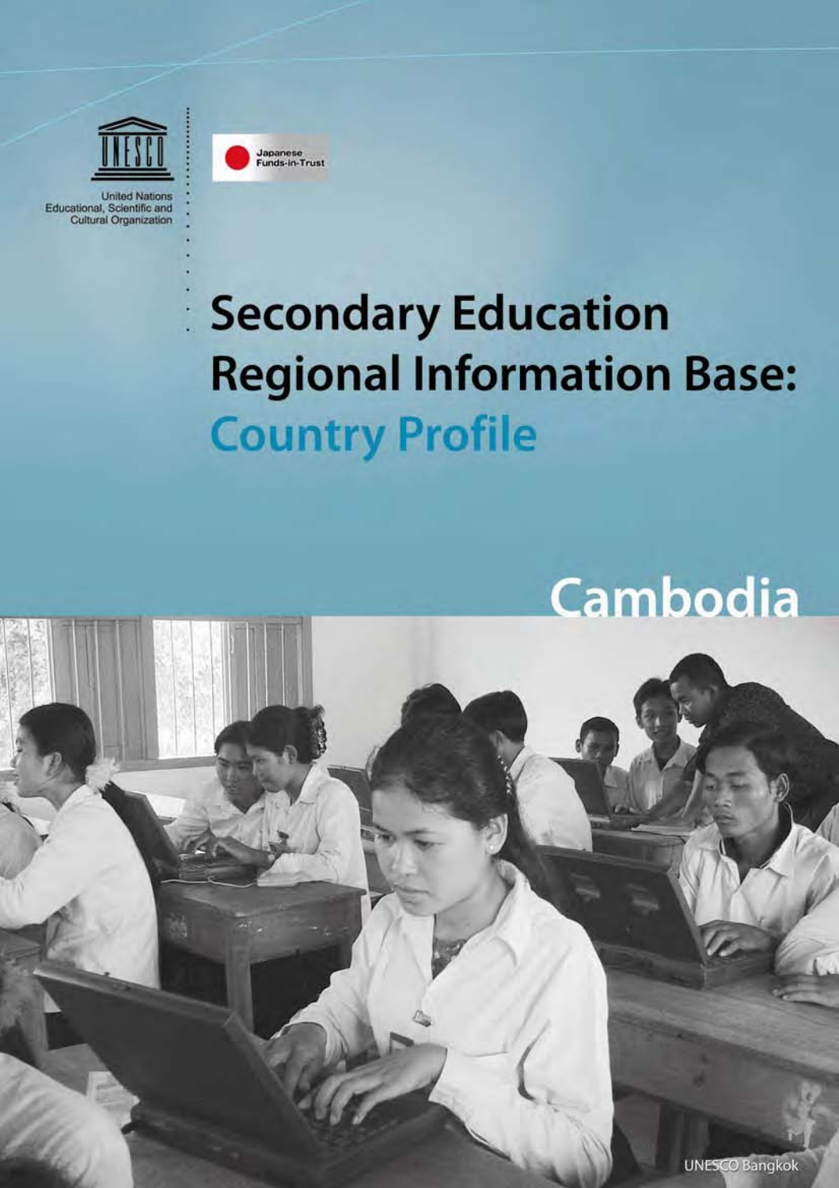United Nations Educational, Scientific and Cultural Organization

Japanese Funds-in-Trust

# Secondary Education Regional Information Base: Country Profile

## Cambodia

UNESCO Bangkok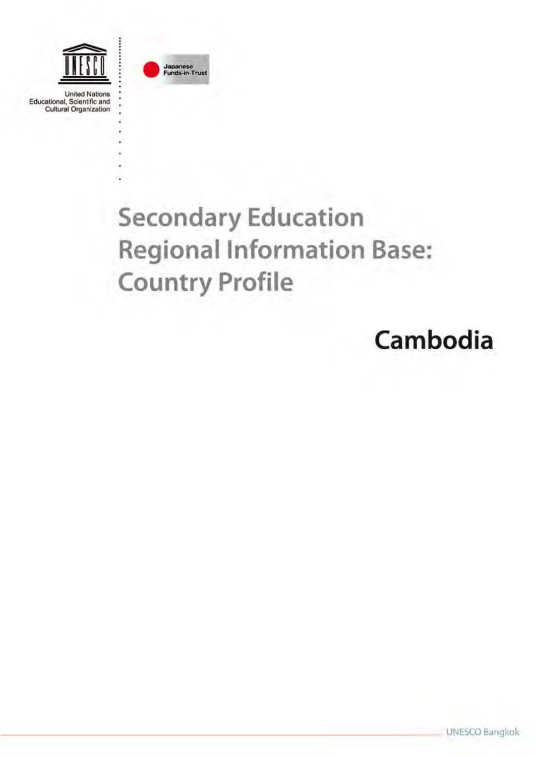United Nations Educational, Scientific and Cultural Organization

Japanese Funds-in-Trust

# Secondary Education Regional Information Base: Country Profile

## Cambodia

UNESCO Bangkok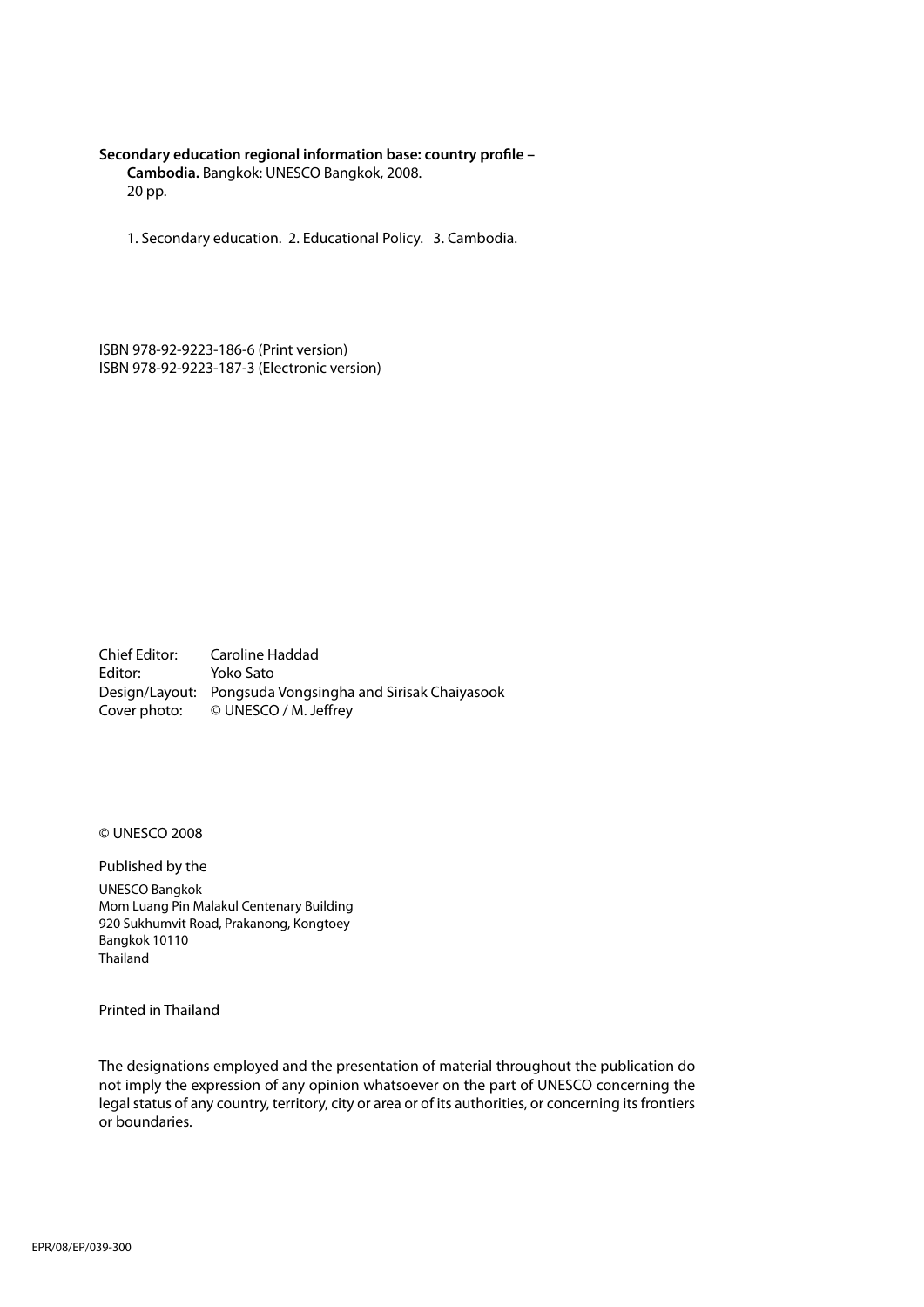**Secondary education regional information base: country profile – Cambodia.** Bangkok: UNESCO Bangkok, 2008.
20 pp.

1. Secondary education. 2. Educational Policy. 3. Cambodia.

ISBN 978-92-9223-186-6 (Print version)
ISBN 978-92-9223-187-3 (Electronic version)

Chief Editor: Caroline Haddad
Editor: Yoko Sato
Design/Layout: Pongsuda Vongsingha and Sirisak Chaiyasook
Cover photo: © UNESCO / M. Jeffrey

© UNESCO 2008

Published by the

UNESCO Bangkok
Mom Luang Pin Malakul Centenary Building
920 Sukhumvit Road, Prakanong, Kongtoey
Bangkok 10110
Thailand

Printed in Thailand

The designations employed and the presentation of material throughout the publication do not imply the expression of any opinion whatsoever on the part of UNESCO concerning the legal status of any country, territory, city or area or of its authorities, or concerning its frontiers or boundaries.

EPR/08/EP/039-300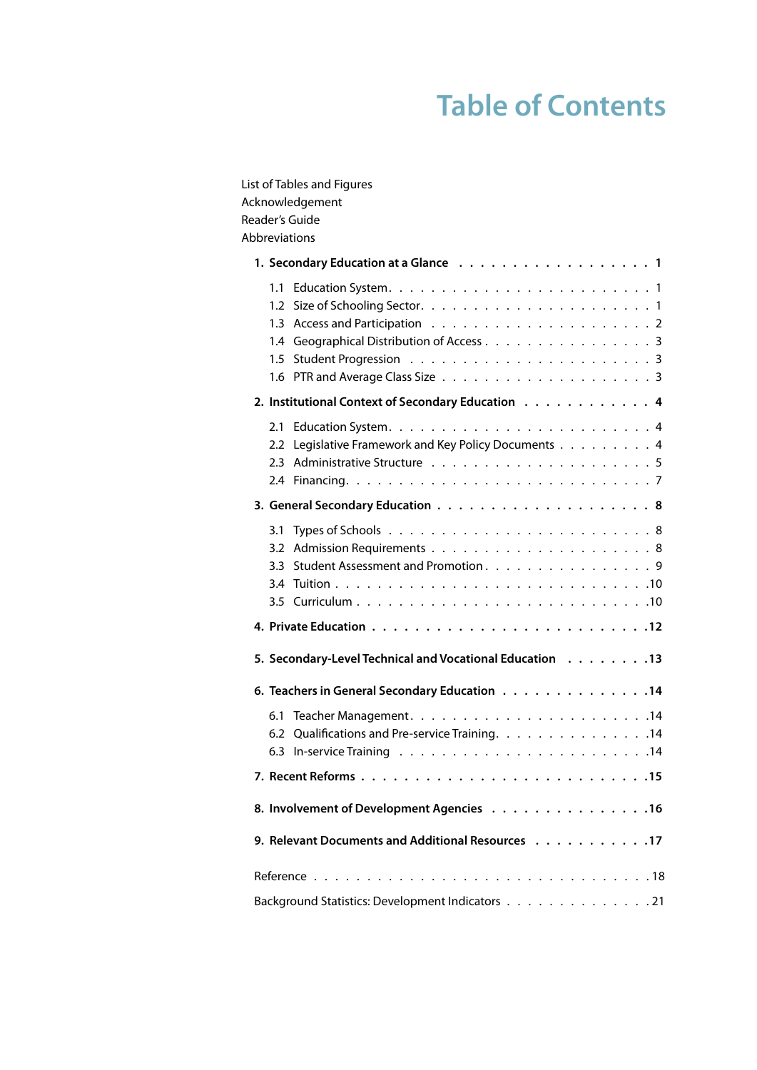# Table of Contents

List of Tables and Figures
Acknowledgement
Reader's Guide
Abbreviations

**1. Secondary Education at a Glance . . . . . . . . . . . . . . . . . . 1**

- 1.1 Education System. . . . . . . . . . . . . . . . . . . . . . . 1
- 1.2 Size of Schooling Sector. . . . . . . . . . . . . . . . . . . . 1
- 1.3 Access and Participation . . . . . . . . . . . . . . . . . . . 2
- 1.4 Geographical Distribution of Access . . . . . . . . . . . . . . 3
- 1.5 Student Progression . . . . . . . . . . . . . . . . . . . . 3
- 1.6 PTR and Average Class Size . . . . . . . . . . . . . . . . . 3

**2. Institutional Context of Secondary Education . . . . . . . . . . . 4**

- 2.1 Education System. . . . . . . . . . . . . . . . . . . . . . . 4
- 2.2 Legislative Framework and Key Policy Documents . . . . . . . . 4
- 2.3 Administrative Structure . . . . . . . . . . . . . . . . . . . 5
- 2.4 Financing. . . . . . . . . . . . . . . . . . . . . . . . . . 7

**3. General Secondary Education . . . . . . . . . . . . . . . . . . 8**

- 3.1 Types of Schools . . . . . . . . . . . . . . . . . . . . . . 8
- 3.2 Admission Requirements . . . . . . . . . . . . . . . . . . . 8
- 3.3 Student Assessment and Promotion . . . . . . . . . . . . . . 9
- 3.4 Tuition . . . . . . . . . . . . . . . . . . . . . . . . . .10
- 3.5 Curriculum . . . . . . . . . . . . . . . . . . . . . . . . .10

**4. Private Education . . . . . . . . . . . . . . . . . . . . . . .12**

**5. Secondary-Level Technical and Vocational Education . . . . . . . .13**

**6. Teachers in General Secondary Education . . . . . . . . . . . . .14**

- 6.1 Teacher Management. . . . . . . . . . . . . . . . . . . . . .14
- 6.2 Qualifications and Pre-service Training. . . . . . . . . . . . .14
- 6.3 In-service Training . . . . . . . . . . . . . . . . . . . . .14

**7. Recent Reforms . . . . . . . . . . . . . . . . . . . . . . . .15**

**8. Involvement of Development Agencies . . . . . . . . . . . . . .16**

**9. Relevant Documents and Additional Resources . . . . . . . . . . .17**

Reference . . . . . . . . . . . . . . . . . . . . . . . . . . . . .18

Background Statistics: Development Indicators . . . . . . . . . . . . .21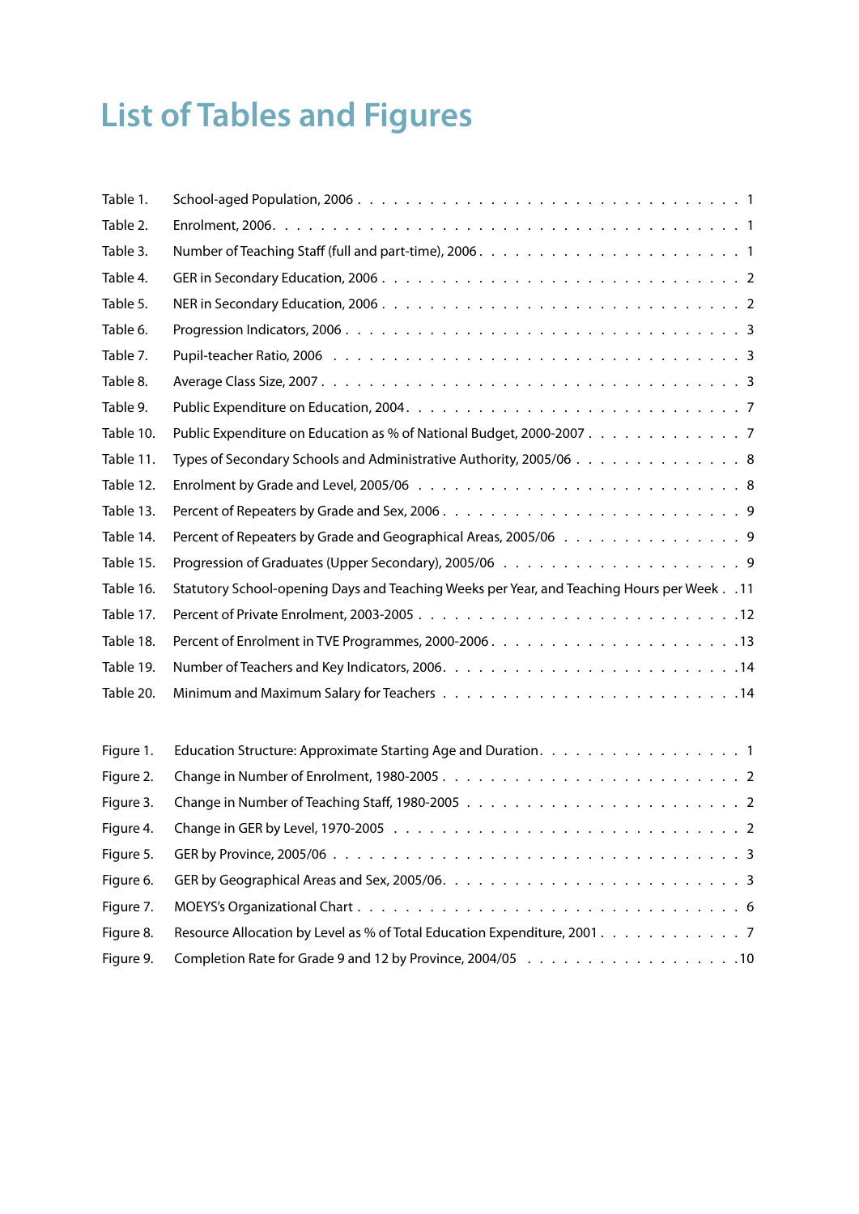# List of Tables and Figures

| | | |
|---|---|---|
| Table 1. | School-aged Population, 2006 | 1 |
| Table 2. | Enrolment, 2006 | 1 |
| Table 3. | Number of Teaching Staff (full and part-time), 2006 | 1 |
| Table 4. | GER in Secondary Education, 2006 | 2 |
| Table 5. | NER in Secondary Education, 2006 | 2 |
| Table 6. | Progression Indicators, 2006 | 3 |
| Table 7. | Pupil-teacher Ratio, 2006 | 3 |
| Table 8. | Average Class Size, 2007 | 3 |
| Table 9. | Public Expenditure on Education, 2004 | 7 |
| Table 10. | Public Expenditure on Education as % of National Budget, 2000-2007 | 7 |
| Table 11. | Types of Secondary Schools and Administrative Authority, 2005/06 | 8 |
| Table 12. | Enrolment by Grade and Level, 2005/06 | 8 |
| Table 13. | Percent of Repeaters by Grade and Sex, 2006 | 9 |
| Table 14. | Percent of Repeaters by Grade and Geographical Areas, 2005/06 | 9 |
| Table 15. | Progression of Graduates (Upper Secondary), 2005/06 | 9 |
| Table 16. | Statutory School-opening Days and Teaching Weeks per Year, and Teaching Hours per Week | 11 |
| Table 17. | Percent of Private Enrolment, 2003-2005 | 12 |
| Table 18. | Percent of Enrolment in TVE Programmes, 2000-2006 | 13 |
| Table 19. | Number of Teachers and Key Indicators, 2006 | 14 |
| Table 20. | Minimum and Maximum Salary for Teachers | 14 |

| | | |
|---|---|---|
| Figure 1. | Education Structure: Approximate Starting Age and Duration | 1 |
| Figure 2. | Change in Number of Enrolment, 1980-2005 | 2 |
| Figure 3. | Change in Number of Teaching Staff, 1980-2005 | 2 |
| Figure 4. | Change in GER by Level, 1970-2005 | 2 |
| Figure 5. | GER by Province, 2005/06 | 3 |
| Figure 6. | GER by Geographical Areas and Sex, 2005/06 | 3 |
| Figure 7. | MOEYS's Organizational Chart | 6 |
| Figure 8. | Resource Allocation by Level as % of Total Education Expenditure, 2001 | 7 |
| Figure 9. | Completion Rate for Grade 9 and 12 by Province, 2004/05 | 10 |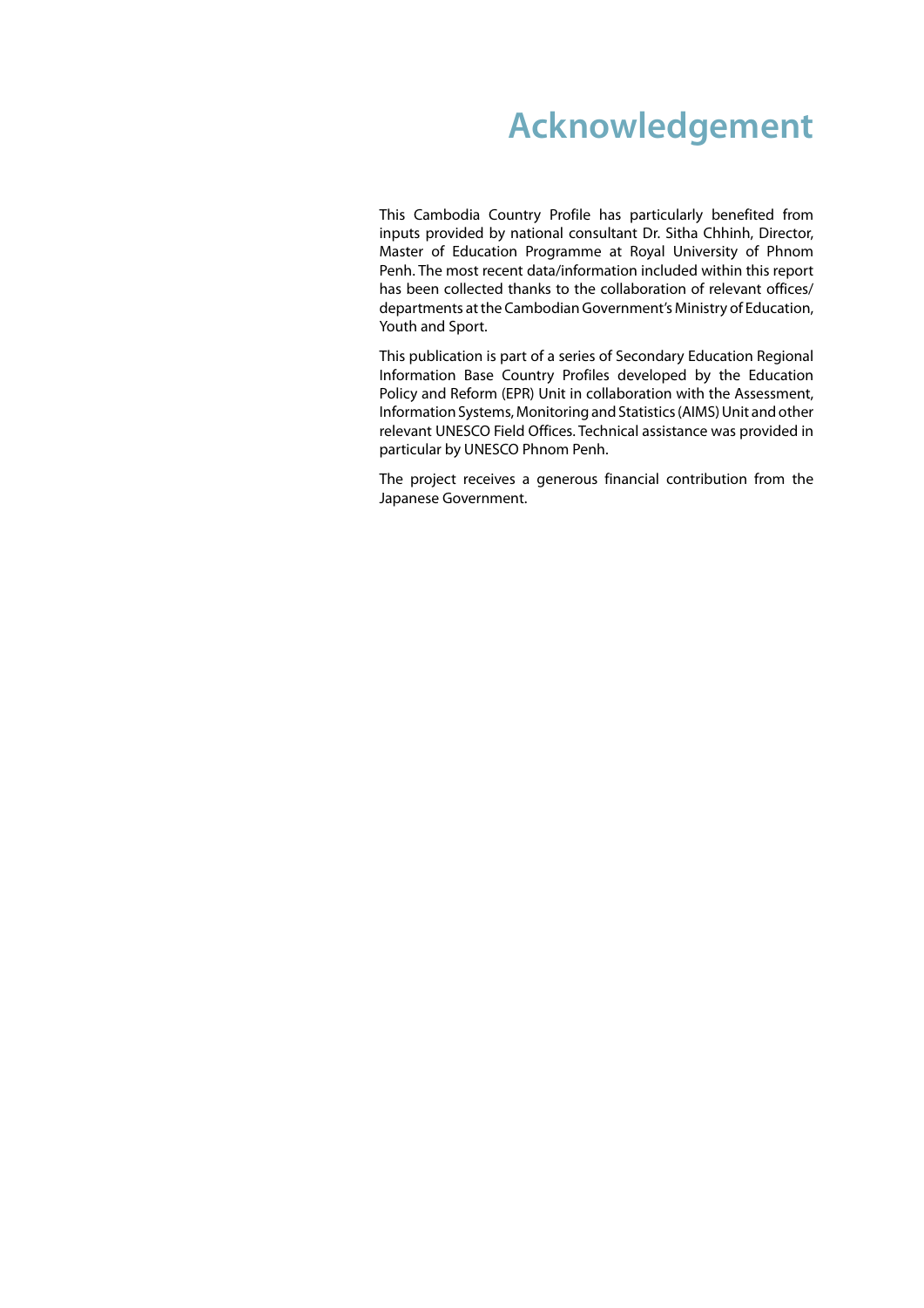# Acknowledgement

This Cambodia Country Profile has particularly benefited from inputs provided by national consultant Dr. Sitha Chhinh, Director, Master of Education Programme at Royal University of Phnom Penh. The most recent data/information included within this report has been collected thanks to the collaboration of relevant offices/departments at the Cambodian Government's Ministry of Education, Youth and Sport.

This publication is part of a series of Secondary Education Regional Information Base Country Profiles developed by the Education Policy and Reform (EPR) Unit in collaboration with the Assessment, Information Systems, Monitoring and Statistics (AIMS) Unit and other relevant UNESCO Field Offices. Technical assistance was provided in particular by UNESCO Phnom Penh.

The project receives a generous financial contribution from the Japanese Government.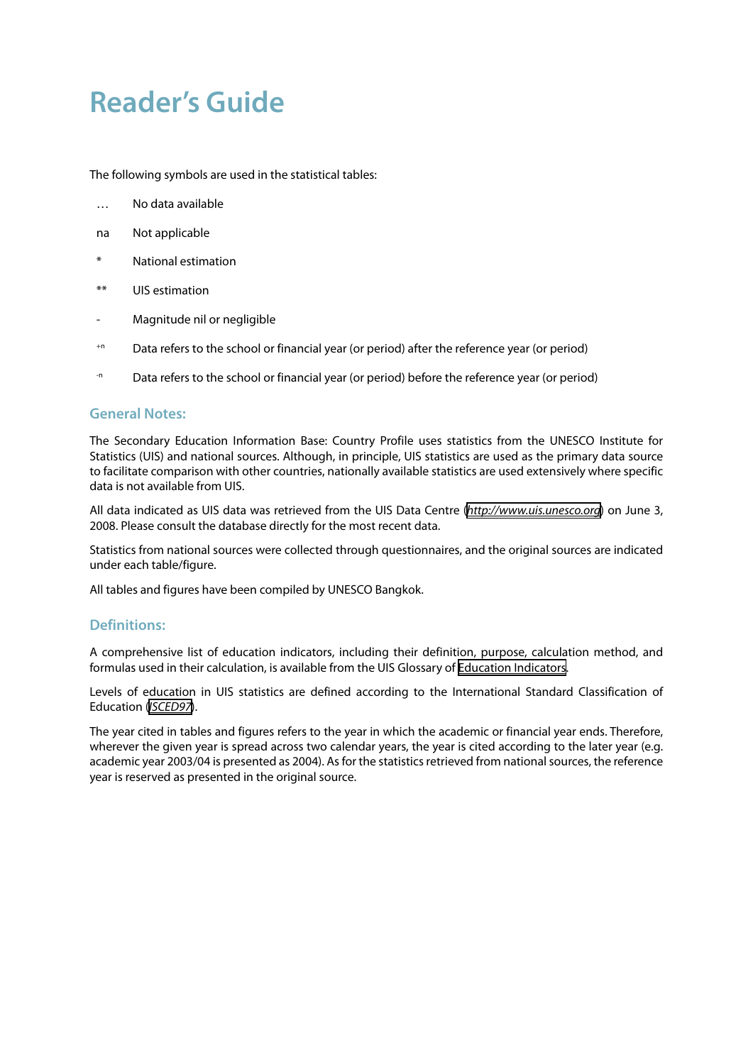# Reader's Guide

The following symbols are used in the statistical tables:

| | |
|---|---|
| … | No data available |
| na | Not applicable |
| * | National estimation |
| ** | UIS estimation |
| - | Magnitude nil or negligible |
| $^{+n}$ | Data refers to the school or financial year (or period) after the reference year (or period) |
| $^{-n}$ | Data refers to the school or financial year (or period) before the reference year (or period) |

## General Notes:

The Secondary Education Information Base: Country Profile uses statistics from the UNESCO Institute for Statistics (UIS) and national sources. Although, in principle, UIS statistics are used as the primary data source to facilitate comparison with other countries, nationally available statistics are used extensively where specific data is not available from UIS.

All data indicated as UIS data was retrieved from the UIS Data Centre (*http://www.uis.unesco.org*) on June 3, 2008. Please consult the database directly for the most recent data.

Statistics from national sources were collected through questionnaires, and the original sources are indicated under each table/figure.

All tables and figures have been compiled by UNESCO Bangkok.

## Definitions:

A comprehensive list of education indicators, including their definition, purpose, calculation method, and formulas used in their calculation, is available from the UIS Glossary of Education Indicators.

Levels of education in UIS statistics are defined according to the International Standard Classification of Education (*ISCED97*).

The year cited in tables and figures refers to the year in which the academic or financial year ends. Therefore, wherever the given year is spread across two calendar years, the year is cited according to the later year (e.g. academic year 2003/04 is presented as 2004). As for the statistics retrieved from national sources, the reference year is reserved as presented in the original source.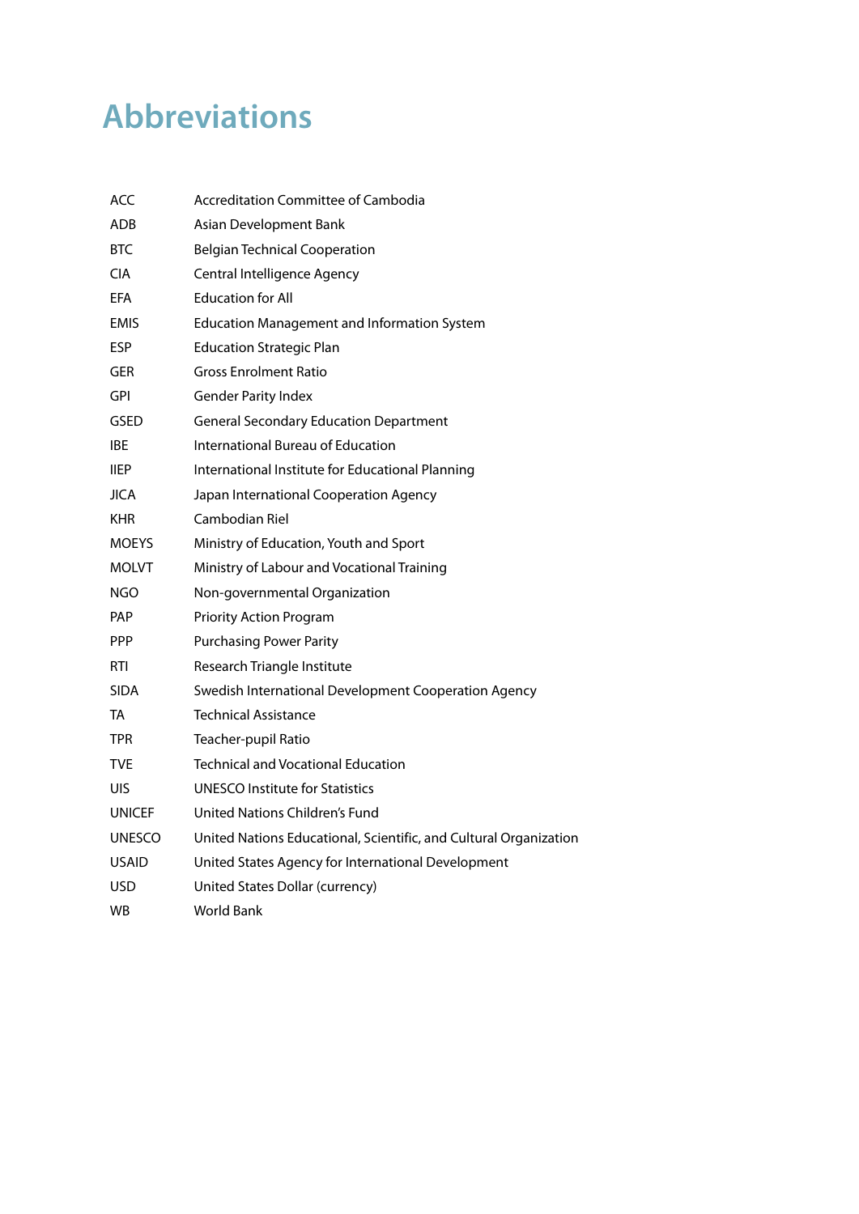# Abbreviations

| | |
|---|---|
| ACC | Accreditation Committee of Cambodia |
| ADB | Asian Development Bank |
| BTC | Belgian Technical Cooperation |
| CIA | Central Intelligence Agency |
| EFA | Education for All |
| EMIS | Education Management and Information System |
| ESP | Education Strategic Plan |
| GER | Gross Enrolment Ratio |
| GPI | Gender Parity Index |
| GSED | General Secondary Education Department |
| IBE | International Bureau of Education |
| IIEP | International Institute for Educational Planning |
| JICA | Japan International Cooperation Agency |
| KHR | Cambodian Riel |
| MOEYS | Ministry of Education, Youth and Sport |
| MOLVT | Ministry of Labour and Vocational Training |
| NGO | Non-governmental Organization |
| PAP | Priority Action Program |
| PPP | Purchasing Power Parity |
| RTI | Research Triangle Institute |
| SIDA | Swedish International Development Cooperation Agency |
| TA | Technical Assistance |
| TPR | Teacher-pupil Ratio |
| TVE | Technical and Vocational Education |
| UIS | UNESCO Institute for Statistics |
| UNICEF | United Nations Children's Fund |
| UNESCO | United Nations Educational, Scientific, and Cultural Organization |
| USAID | United States Agency for International Development |
| USD | United States Dollar (currency) |
| WB | World Bank |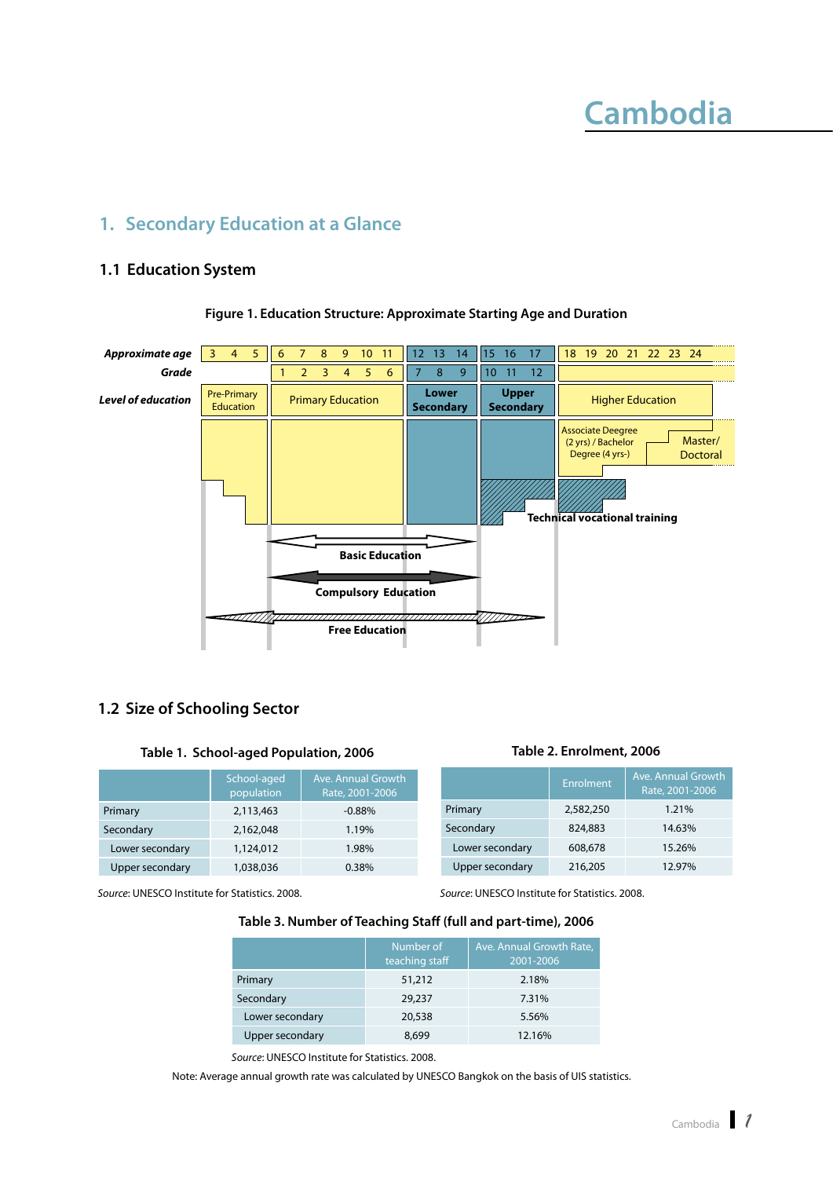# Cambodia

## 1. Secondary Education at a Glance

### 1.1 Education System

**Figure 1. Education Structure: Approximate Starting Age and Duration**

| *Approximate age* | 3 4 5 | 6 7 8 9 10 11 | 12 13 14 | 15 16 17 | 18 19 20 21 22 23 24 |
|---|---|---|---|---|---|
| *Grade* | | 1 2 3 4 5 6 | 7 8 9 | 10 11 12 | |
| *Level of education* | Pre-Primary Education | Primary Education | Lower Secondary | Upper Secondary | Higher Education |

Higher Education: Associate Deegree (2 yrs) / Bachelor Degree (4 yrs-); Master/ Doctoral

Technical vocational training

Basic Education

Compulsory Education

Free Education

### 1.2 Size of Schooling Sector

**Table 1. School-aged Population, 2006**

| | School-aged population | Ave. Annual Growth Rate, 2001-2006 |
|---|---|---|
| Primary | 2,113,463 | -0.88% |
| Secondary | 2,162,048 | 1.19% |
| Lower secondary | 1,124,012 | 1.98% |
| Upper secondary | 1,038,036 | 0.38% |

*Source*: UNESCO Institute for Statistics. 2008.

**Table 2. Enrolment, 2006**

| | Enrolment | Ave. Annual Growth Rate, 2001-2006 |
|---|---|---|
| Primary | 2,582,250 | 1.21% |
| Secondary | 824,883 | 14.63% |
| Lower secondary | 608,678 | 15.26% |
| Upper secondary | 216,205 | 12.97% |

*Source*: UNESCO Institute for Statistics. 2008.

**Table 3. Number of Teaching Staff (full and part-time), 2006**

| | Number of teaching staff | Ave. Annual Growth Rate, 2001-2006 |
|---|---|---|
| Primary | 51,212 | 2.18% |
| Secondary | 29,237 | 7.31% |
| Lower secondary | 20,538 | 5.56% |
| Upper secondary | 8,699 | 12.16% |

*Source*: UNESCO Institute for Statistics. 2008.

Note: Average annual growth rate was calculated by UNESCO Bangkok on the basis of UIS statistics.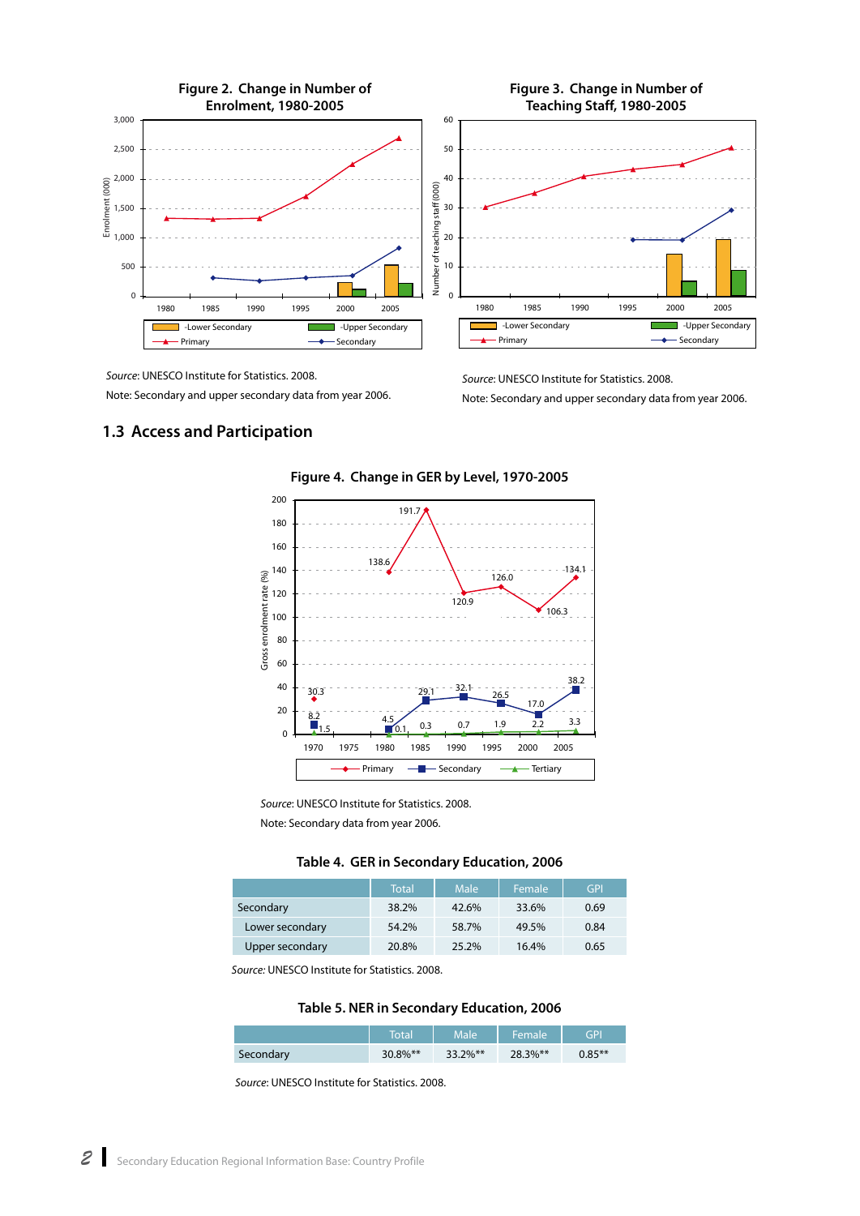**Figure 2. Change in Number of Enrolment, 1980-2005**

*Source*: UNESCO Institute for Statistics. 2008.

Note: Secondary and upper secondary data from year 2006.

**Figure 3. Change in Number of Teaching Staff, 1980-2005**

*Source*: UNESCO Institute for Statistics. 2008.

Note: Secondary and upper secondary data from year 2006.

## 1.3 Access and Participation

**Figure 4. Change in GER by Level, 1970-2005**

*Source*: UNESCO Institute for Statistics. 2008.

Note: Secondary data from year 2006.

**Table 4. GER in Secondary Education, 2006**

| | Total | Male | Female | GPI |
|---|---|---|---|---|
| Secondary | 38.2% | 42.6% | 33.6% | 0.69 |
| Lower secondary | 54.2% | 58.7% | 49.5% | 0.84 |
| Upper secondary | 20.8% | 25.2% | 16.4% | 0.65 |

*Source:* UNESCO Institute for Statistics. 2008.

**Table 5. NER in Secondary Education, 2006**

| | Total | Male | Female | GPI |
|---|---|---|---|---|
| Secondary | 30.8%** | 33.2%** | 28.3%** | 0.85** |

*Source*: UNESCO Institute for Statistics. 2008.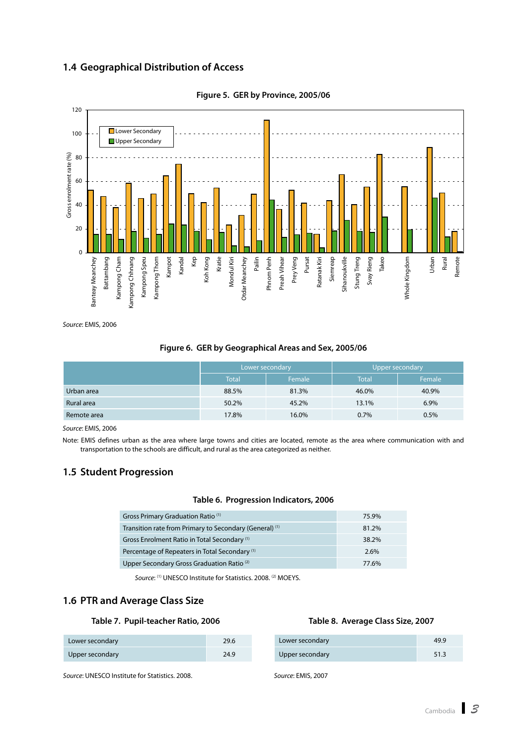## 1.4 Geographical Distribution of Access

**Figure 5. GER by Province, 2005/06**

*Source*: EMIS, 2006

**Figure 6. GER by Geographical Areas and Sex, 2005/06**

| | Lower secondary | | Upper secondary | |
|---|---|---|---|---|
| | Total | Female | Total | Female |
| Urban area | 88.5% | 81.3% | 46.0% | 40.9% |
| Rural area | 50.2% | 45.2% | 13.1% | 6.9% |
| Remote area | 17.8% | 16.0% | 0.7% | 0.5% |

*Source*: EMIS, 2006

Note: EMIS defines urban as the area where large towns and cities are located, remote as the area where communication with and transportation to the schools are difficult, and rural as the area categorized as neither.

## 1.5 Student Progression

**Table 6. Progression Indicators, 2006**

| | |
|---|---|
| Gross Primary Graduation Ratio (1) | 75.9% |
| Transition rate from Primary to Secondary (General) (1) | 81.2% |
| Gross Enrolment Ratio in Total Secondary (1) | 38.2% |
| Percentage of Repeaters in Total Secondary (1) | 2.6% |
| Upper Secondary Gross Graduation Ratio (2) | 77.6% |

*Source*: (1) UNESCO Institute for Statistics. 2008. (2) MOEYS.

## 1.6 PTR and Average Class Size

**Table 7. Pupil-teacher Ratio, 2006**

| | |
|---|---|
| Lower secondary | 29.6 |
| Upper secondary | 24.9 |

*Source*: UNESCO Institute for Statistics. 2008.

**Table 8. Average Class Size, 2007**

| | |
|---|---|
| Lower secondary | 49.9 |
| Upper secondary | 51.3 |

*Source*: EMIS, 2007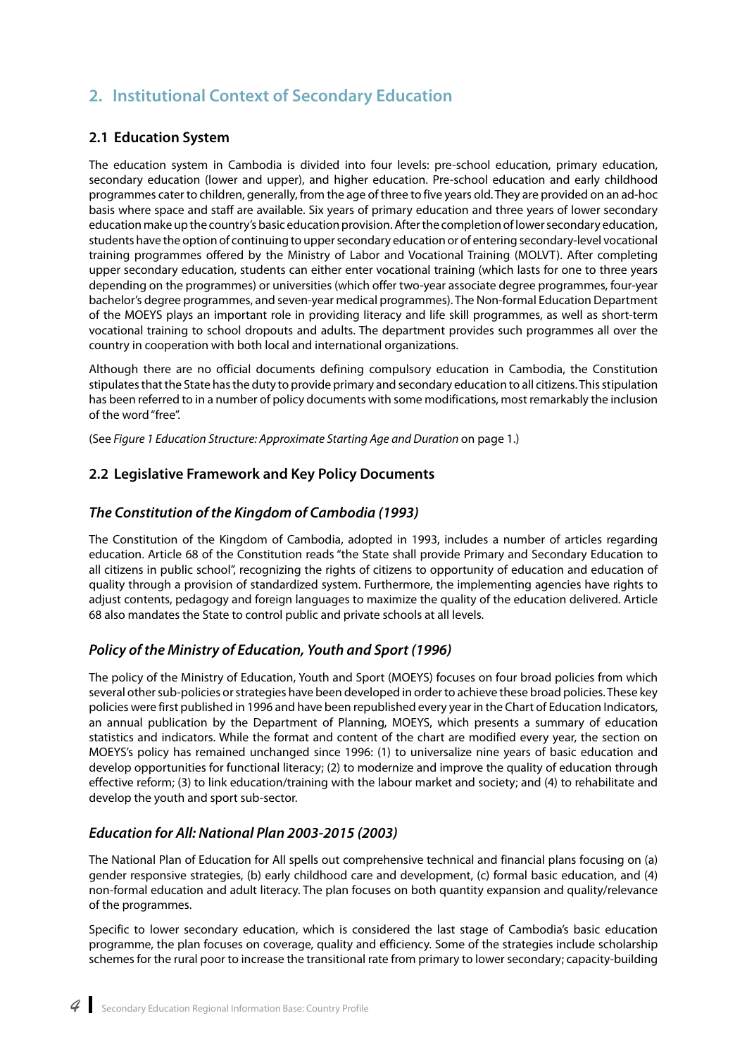## 2. Institutional Context of Secondary Education

### 2.1 Education System

The education system in Cambodia is divided into four levels: pre-school education, primary education, secondary education (lower and upper), and higher education. Pre-school education and early childhood programmes cater to children, generally, from the age of three to five years old. They are provided on an ad-hoc basis where space and staff are available. Six years of primary education and three years of lower secondary education make up the country's basic education provision. After the completion of lower secondary education, students have the option of continuing to upper secondary education or of entering secondary-level vocational training programmes offered by the Ministry of Labor and Vocational Training (MOLVT). After completing upper secondary education, students can either enter vocational training (which lasts for one to three years depending on the programmes) or universities (which offer two-year associate degree programmes, four-year bachelor's degree programmes, and seven-year medical programmes). The Non-formal Education Department of the MOEYS plays an important role in providing literacy and life skill programmes, as well as short-term vocational training to school dropouts and adults. The department provides such programmes all over the country in cooperation with both local and international organizations.

Although there are no official documents defining compulsory education in Cambodia, the Constitution stipulates that the State has the duty to provide primary and secondary education to all citizens. This stipulation has been referred to in a number of policy documents with some modifications, most remarkably the inclusion of the word "free".

(See *Figure 1 Education Structure: Approximate Starting Age and Duration* on page 1.)

### 2.2 Legislative Framework and Key Policy Documents

#### *The Constitution of the Kingdom of Cambodia (1993)*

The Constitution of the Kingdom of Cambodia, adopted in 1993, includes a number of articles regarding education. Article 68 of the Constitution reads "the State shall provide Primary and Secondary Education to all citizens in public school", recognizing the rights of citizens to opportunity of education and education of quality through a provision of standardized system. Furthermore, the implementing agencies have rights to adjust contents, pedagogy and foreign languages to maximize the quality of the education delivered. Article 68 also mandates the State to control public and private schools at all levels.

#### *Policy of the Ministry of Education, Youth and Sport (1996)*

The policy of the Ministry of Education, Youth and Sport (MOEYS) focuses on four broad policies from which several other sub-policies or strategies have been developed in order to achieve these broad policies. These key policies were first published in 1996 and have been republished every year in the Chart of Education Indicators, an annual publication by the Department of Planning, MOEYS, which presents a summary of education statistics and indicators. While the format and content of the chart are modified every year, the section on MOEYS's policy has remained unchanged since 1996: (1) to universalize nine years of basic education and develop opportunities for functional literacy; (2) to modernize and improve the quality of education through effective reform; (3) to link education/training with the labour market and society; and (4) to rehabilitate and develop the youth and sport sub-sector.

#### *Education for All: National Plan 2003-2015 (2003)*

The National Plan of Education for All spells out comprehensive technical and financial plans focusing on (a) gender responsive strategies, (b) early childhood care and development, (c) formal basic education, and (4) non-formal education and adult literacy. The plan focuses on both quantity expansion and quality/relevance of the programmes.

Specific to lower secondary education, which is considered the last stage of Cambodia's basic education programme, the plan focuses on coverage, quality and efficiency. Some of the strategies include scholarship schemes for the rural poor to increase the transitional rate from primary to lower secondary; capacity-building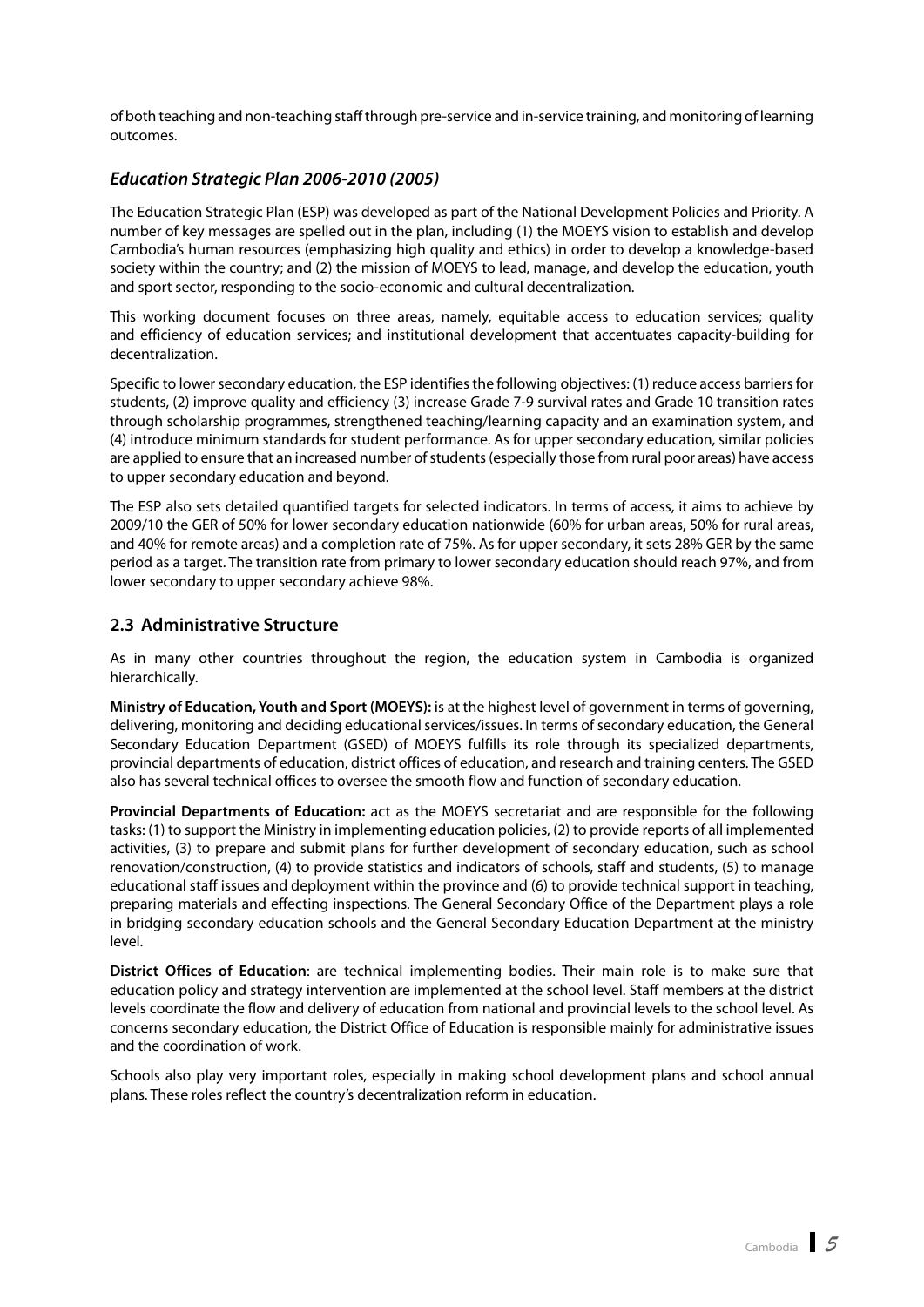of both teaching and non-teaching staff through pre-service and in-service training, and monitoring of learning outcomes.

### *Education Strategic Plan 2006-2010 (2005)*

The Education Strategic Plan (ESP) was developed as part of the National Development Policies and Priority. A number of key messages are spelled out in the plan, including (1) the MOEYS vision to establish and develop Cambodia's human resources (emphasizing high quality and ethics) in order to develop a knowledge-based society within the country; and (2) the mission of MOEYS to lead, manage, and develop the education, youth and sport sector, responding to the socio-economic and cultural decentralization.

This working document focuses on three areas, namely, equitable access to education services; quality and efficiency of education services; and institutional development that accentuates capacity-building for decentralization.

Specific to lower secondary education, the ESP identifies the following objectives: (1) reduce access barriers for students, (2) improve quality and efficiency (3) increase Grade 7-9 survival rates and Grade 10 transition rates through scholarship programmes, strengthened teaching/learning capacity and an examination system, and (4) introduce minimum standards for student performance. As for upper secondary education, similar policies are applied to ensure that an increased number of students (especially those from rural poor areas) have access to upper secondary education and beyond.

The ESP also sets detailed quantified targets for selected indicators. In terms of access, it aims to achieve by 2009/10 the GER of 50% for lower secondary education nationwide (60% for urban areas, 50% for rural areas, and 40% for remote areas) and a completion rate of 75%. As for upper secondary, it sets 28% GER by the same period as a target. The transition rate from primary to lower secondary education should reach 97%, and from lower secondary to upper secondary achieve 98%.

## 2.3 Administrative Structure

As in many other countries throughout the region, the education system in Cambodia is organized hierarchically.

**Ministry of Education, Youth and Sport (MOEYS):** is at the highest level of government in terms of governing, delivering, monitoring and deciding educational services/issues. In terms of secondary education, the General Secondary Education Department (GSED) of MOEYS fulfills its role through its specialized departments, provincial departments of education, district offices of education, and research and training centers. The GSED also has several technical offices to oversee the smooth flow and function of secondary education.

**Provincial Departments of Education:** act as the MOEYS secretariat and are responsible for the following tasks: (1) to support the Ministry in implementing education policies, (2) to provide reports of all implemented activities, (3) to prepare and submit plans for further development of secondary education, such as school renovation/construction, (4) to provide statistics and indicators of schools, staff and students, (5) to manage educational staff issues and deployment within the province and (6) to provide technical support in teaching, preparing materials and effecting inspections. The General Secondary Office of the Department plays a role in bridging secondary education schools and the General Secondary Education Department at the ministry level.

**District Offices of Education**: are technical implementing bodies. Their main role is to make sure that education policy and strategy intervention are implemented at the school level. Staff members at the district levels coordinate the flow and delivery of education from national and provincial levels to the school level. As concerns secondary education, the District Office of Education is responsible mainly for administrative issues and the coordination of work.

Schools also play very important roles, especially in making school development plans and school annual plans. These roles reflect the country's decentralization reform in education.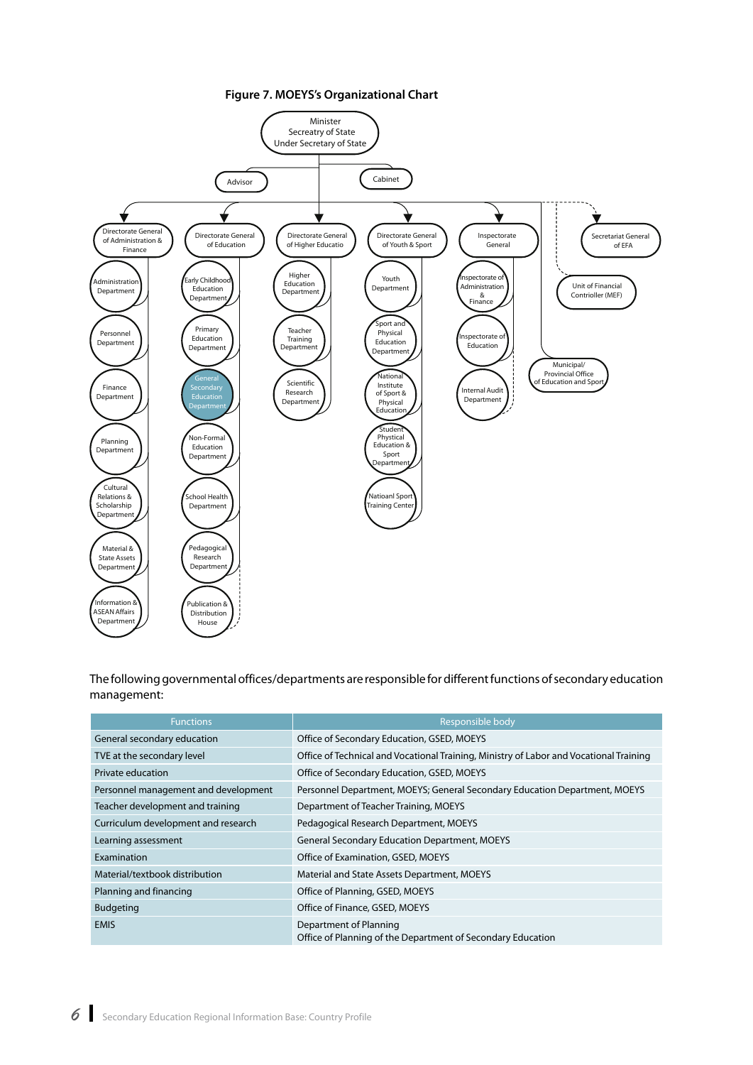**Figure 7. MOEYS's Organizational Chart**

Minister
Secreatry of State
Under Secretary of State

Advisor

Cabinet

- Directorate General of Administration & Finance
  - Administration Department
  - Personnel Department
  - Finance Department
  - Planning Department
  - Cultural Relations & Scholarship Department
  - Material & State Assets Department
  - Information & ASEAN Affairs Department
- Directorate General of Education
  - Early Childhood Education Department
  - Primary Education Department
  - General Secondary Education Department
  - Non-Formal Education Department
  - School Health Department
  - Pedagogical Research Department
  - Publication & Distribution House
- Directorate General of Higher Educatio
  - Higher Education Department
  - Teacher Training Department
  - Scientific Research Department
- Directorate General of Youth & Sport
  - Youth Department
  - Sport and Physical Education Department
  - National Institute of Sport & Physical Education
  - Student Physical Education & Sport Department
  - Natioanl Sport Training Center
- Inspectorate General
  - Inspectorate of Administration & Finance
  - Inspectorate of Education
  - Internal Audit Department
- Secretariat General of EFA
- Unit of Financial Controller (MEF)
- Municipal/ Provincial Office of Education and Sport

The following governmental offices/departments are responsible for different functions of secondary education management:

| Functions | Responsible body |
|---|---|
| General secondary education | Office of Secondary Education, GSED, MOEYS |
| TVE at the secondary level | Office of Technical and Vocational Training, Ministry of Labor and Vocational Training |
| Private education | Office of Secondary Education, GSED, MOEYS |
| Personnel management and development | Personnel Department, MOEYS; General Secondary Education Department, MOEYS |
| Teacher development and training | Department of Teacher Training, MOEYS |
| Curriculum development and research | Pedagogical Research Department, MOEYS |
| Learning assessment | General Secondary Education Department, MOEYS |
| Examination | Office of Examination, GSED, MOEYS |
| Material/textbook distribution | Material and State Assets Department, MOEYS |
| Planning and financing | Office of Planning, GSED, MOEYS |
| Budgeting | Office of Finance, GSED, MOEYS |
| EMIS | Department of Planning<br>Office of Planning of the Department of Secondary Education |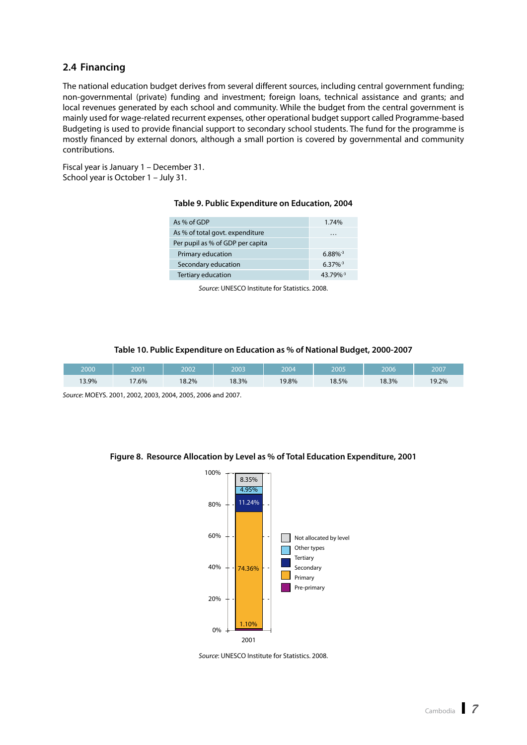## 2.4 Financing

The national education budget derives from several different sources, including central government funding; non-governmental (private) funding and investment; foreign loans, technical assistance and grants; and local revenues generated by each school and community. While the budget from the central government is mainly used for wage-related recurrent expenses, other operational budget support called Programme-based Budgeting is used to provide financial support to secondary school students. The fund for the programme is mostly financed by external donors, although a small portion is covered by governmental and community contributions.

Fiscal year is January 1 – December 31.
School year is October 1 – July 31.

**Table 9. Public Expenditure on Education, 2004**

| | |
|---|---|
| As % of GDP | 1.74% |
| As % of total govt. expenditure | … |
| Per pupil as % of GDP per capita | |
| Primary education | 6.88%-3 |
| Secondary education | 6.37%-3 |
| Tertiary education | 43.79%-3 |

*Source*: UNESCO Institute for Statistics. 2008.

**Table 10. Public Expenditure on Education as % of National Budget, 2000-2007**

| 2000 | 2001 | 2002 | 2003 | 2004 | 2005 | 2006 | 2007 |
|---|---|---|---|---|---|---|---|
| 13.9% | 17.6% | 18.2% | 18.3% | 19.8% | 18.5% | 18.3% | 19.2% |

*Source*: MOEYS. 2001, 2002, 2003, 2004, 2005, 2006 and 2007.

**Figure 8. Resource Allocation by Level as % of Total Education Expenditure, 2001**

| Level | 2001 |
|---|---|
| Not allocated by level | 8.35% |
| Other types | 4.95% |
| Tertiary | 11.24% |
| Secondary | 74.36% |
| Primary | |
| Pre-primary | 1.10% |

*Source*: UNESCO Institute for Statistics. 2008.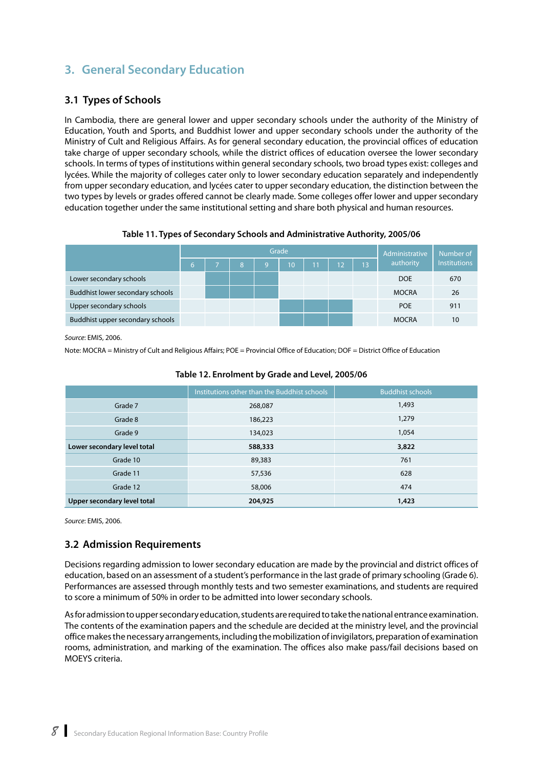## 3. General Secondary Education

### 3.1 Types of Schools

In Cambodia, there are general lower and upper secondary schools under the authority of the Ministry of Education, Youth and Sports, and Buddhist lower and upper secondary schools under the authority of the Ministry of Cult and Religious Affairs. As for general secondary education, the provincial offices of education take charge of upper secondary schools, while the district offices of education oversee the lower secondary schools. In terms of types of institutions within general secondary schools, two broad types exist: colleges and lycées. While the majority of colleges cater only to lower secondary education separately and independently from upper secondary education, and lycées cater to upper secondary education, the distinction between the two types by levels or grades offered cannot be clearly made. Some colleges offer lower and upper secondary education together under the same institutional setting and share both physical and human resources.

**Table 11. Types of Secondary Schools and Administrative Authority, 2005/06**

| | Grade | | | | | | | | Administrative authority | Number of Institutions |
|---|---|---|---|---|---|---|---|---|---|---|
| | 6 | 7 | 8 | 9 | 10 | 11 | 12 | 13 | | |
| Lower secondary schools | | ■ | ■ | ■ | | | | | DOE | 670 |
| Buddhist lower secondary schools | | ■ | ■ | ■ | | | | | MOCRA | 26 |
| Upper secondary schools | | | | | ■ | ■ | ■ | | POE | 911 |
| Buddhist upper secondary schools | | | | | ■ | ■ | ■ | | MOCRA | 10 |

*Source*: EMIS, 2006.

Note: MOCRA = Ministry of Cult and Religious Affairs; POE = Provincial Office of Education; DOF = District Office of Education

**Table 12. Enrolment by Grade and Level, 2005/06**

| | Institutions other than the Buddhist schools | Buddhist schools |
|---|---|---|
| Grade 7 | 268,087 | 1,493 |
| Grade 8 | 186,223 | 1,279 |
| Grade 9 | 134,023 | 1,054 |
| **Lower secondary level total** | **588,333** | **3,822** |
| Grade 10 | 89,383 | 761 |
| Grade 11 | 57,536 | 628 |
| Grade 12 | 58,006 | 474 |
| **Upper secondary level total** | **204,925** | **1,423** |

*Source*: EMIS, 2006.

### 3.2 Admission Requirements

Decisions regarding admission to lower secondary education are made by the provincial and district offices of education, based on an assessment of a student's performance in the last grade of primary schooling (Grade 6). Performances are assessed through monthly tests and two semester examinations, and students are required to score a minimum of 50% in order to be admitted into lower secondary schools.

As for admission to upper secondary education, students are required to take the national entrance examination. The contents of the examination papers and the schedule are decided at the ministry level, and the provincial office makes the necessary arrangements, including the mobilization of invigilators, preparation of examination rooms, administration, and marking of the examination. The offices also make pass/fail decisions based on MOEYS criteria.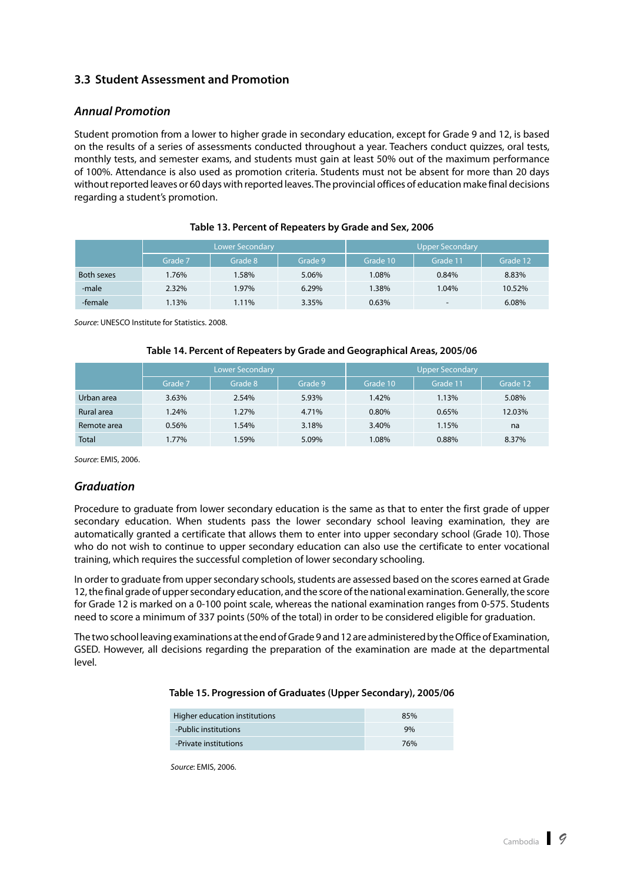## 3.3 Student Assessment and Promotion

### *Annual Promotion*

Student promotion from a lower to higher grade in secondary education, except for Grade 9 and 12, is based on the results of a series of assessments conducted throughout a year. Teachers conduct quizzes, oral tests, monthly tests, and semester exams, and students must gain at least 50% out of the maximum performance of 100%. Attendance is also used as promotion criteria. Students must not be absent for more than 20 days without reported leaves or 60 days with reported leaves. The provincial offices of education make final decisions regarding a student's promotion.

**Table 13. Percent of Repeaters by Grade and Sex, 2006**

| | Lower Secondary | | | Upper Secondary | | |
|---|---|---|---|---|---|---|
| | Grade 7 | Grade 8 | Grade 9 | Grade 10 | Grade 11 | Grade 12 |
| Both sexes | 1.76% | 1.58% | 5.06% | 1.08% | 0.84% | 8.83% |
| -male | 2.32% | 1.97% | 6.29% | 1.38% | 1.04% | 10.52% |
| -female | 1.13% | 1.11% | 3.35% | 0.63% | - | 6.08% |

*Source*: UNESCO Institute for Statistics. 2008.

**Table 14. Percent of Repeaters by Grade and Geographical Areas, 2005/06**

| | Lower Secondary | | | Upper Secondary | | |
|---|---|---|---|---|---|---|
| | Grade 7 | Grade 8 | Grade 9 | Grade 10 | Grade 11 | Grade 12 |
| Urban area | 3.63% | 2.54% | 5.93% | 1.42% | 1.13% | 5.08% |
| Rural area | 1.24% | 1.27% | 4.71% | 0.80% | 0.65% | 12.03% |
| Remote area | 0.56% | 1.54% | 3.18% | 3.40% | 1.15% | na |
| Total | 1.77% | 1.59% | 5.09% | 1.08% | 0.88% | 8.37% |

*Source*: EMIS, 2006.

### *Graduation*

Procedure to graduate from lower secondary education is the same as that to enter the first grade of upper secondary education. When students pass the lower secondary school leaving examination, they are automatically granted a certificate that allows them to enter into upper secondary school (Grade 10). Those who do not wish to continue to upper secondary education can also use the certificate to enter vocational training, which requires the successful completion of lower secondary schooling.

In order to graduate from upper secondary schools, students are assessed based on the scores earned at Grade 12, the final grade of upper secondary education, and the score of the national examination. Generally, the score for Grade 12 is marked on a 0-100 point scale, whereas the national examination ranges from 0-575. Students need to score a minimum of 337 points (50% of the total) in order to be considered eligible for graduation.

The two school leaving examinations at the end of Grade 9 and 12 are administered by the Office of Examination, GSED. However, all decisions regarding the preparation of the examination are made at the departmental level.

**Table 15. Progression of Graduates (Upper Secondary), 2005/06**

| | |
|---|---|
| Higher education institutions | 85% |
| -Public institutions | 9% |
| -Private institutions | 76% |

*Source*: EMIS, 2006.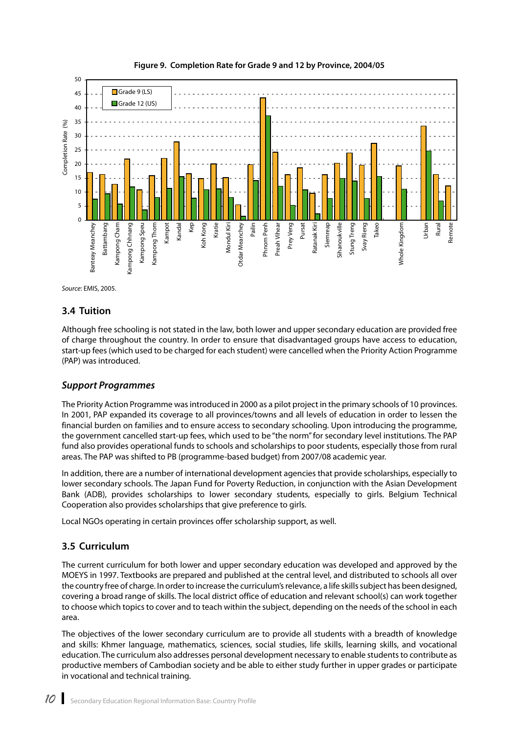**Figure 9. Completion Rate for Grade 9 and 12 by Province, 2004/05**

*Source*: EMIS, 2005.

## 3.4 Tuition

Although free schooling is not stated in the law, both lower and upper secondary education are provided free of charge throughout the country. In order to ensure that disadvantaged groups have access to education, start-up fees (which used to be charged for each student) were cancelled when the Priority Action Programme (PAP) was introduced.

### *Support Programmes*

The Priority Action Programme was introduced in 2000 as a pilot project in the primary schools of 10 provinces. In 2001, PAP expanded its coverage to all provinces/towns and all levels of education in order to lessen the financial burden on families and to ensure access to secondary schooling. Upon introducing the programme, the government cancelled start-up fees, which used to be "the norm" for secondary level institutions. The PAP fund also provides operational funds to schools and scholarships to poor students, especially those from rural areas. The PAP was shifted to PB (programme-based budget) from 2007/08 academic year.

In addition, there are a number of international development agencies that provide scholarships, especially to lower secondary schools. The Japan Fund for Poverty Reduction, in conjunction with the Asian Development Bank (ADB), provides scholarships to lower secondary students, especially to girls. Belgium Technical Cooperation also provides scholarships that give preference to girls.

Local NGOs operating in certain provinces offer scholarship support, as well.

## 3.5 Curriculum

The current curriculum for both lower and upper secondary education was developed and approved by the MOEYS in 1997. Textbooks are prepared and published at the central level, and distributed to schools all over the country free of charge. In order to increase the curriculum's relevance, a life skills subject has been designed, covering a broad range of skills. The local district office of education and relevant school(s) can work together to choose which topics to cover and to teach within the subject, depending on the needs of the school in each area.

The objectives of the lower secondary curriculum are to provide all students with a breadth of knowledge and skills: Khmer language, mathematics, sciences, social studies, life skills, learning skills, and vocational education. The curriculum also addresses personal development necessary to enable students to contribute as productive members of Cambodian society and be able to either study further in upper grades or participate in vocational and technical training.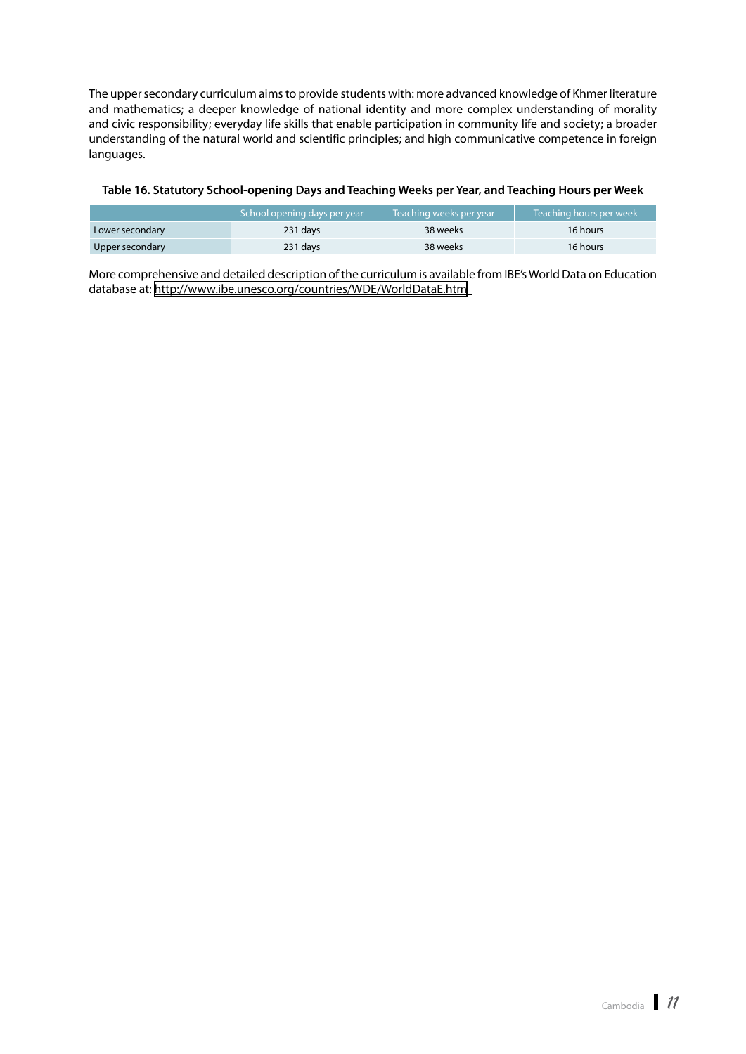The upper secondary curriculum aims to provide students with: more advanced knowledge of Khmer literature and mathematics; a deeper knowledge of national identity and more complex understanding of morality and civic responsibility; everyday life skills that enable participation in community life and society; a broader understanding of the natural world and scientific principles; and high communicative competence in foreign languages.

**Table 16. Statutory School-opening Days and Teaching Weeks per Year, and Teaching Hours per Week**

| | School opening days per year | Teaching weeks per year | Teaching hours per week |
|---|---|---|---|
| Lower secondary | 231 days | 38 weeks | 16 hours |
| Upper secondary | 231 days | 38 weeks | 16 hours |

More comprehensive and detailed description of the curriculum is available from IBE's World Data on Education database at: http://www.ibe.unesco.org/countries/WDE/WorldDataE.htm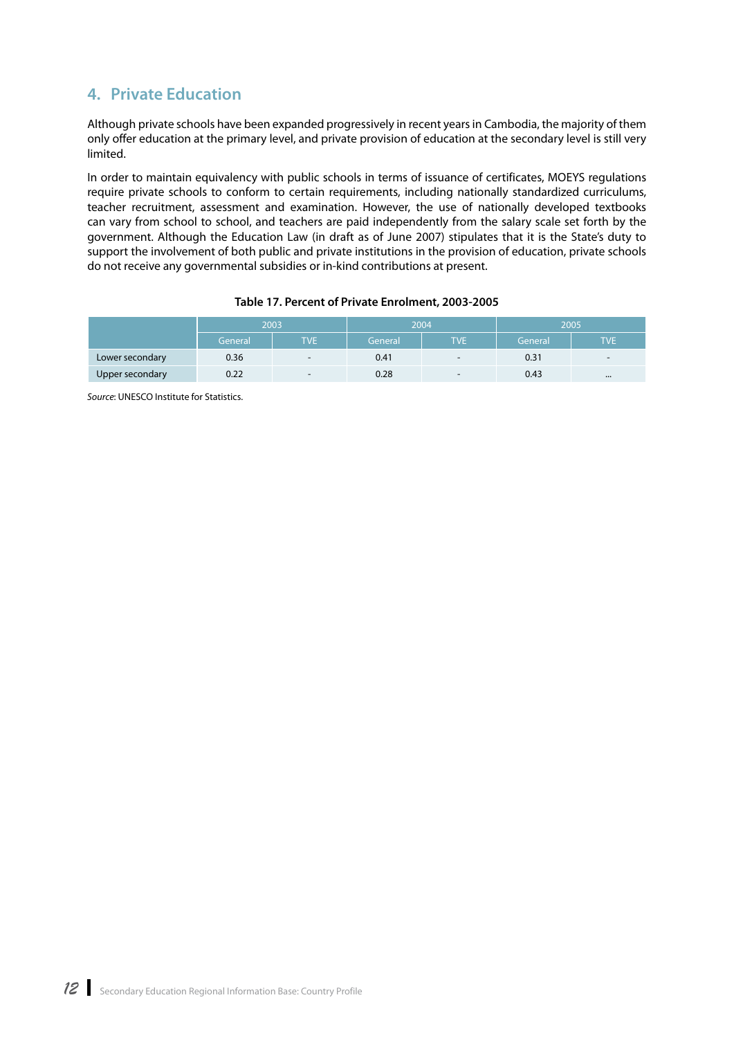## 4. Private Education

Although private schools have been expanded progressively in recent years in Cambodia, the majority of them only offer education at the primary level, and private provision of education at the secondary level is still very limited.

In order to maintain equivalency with public schools in terms of issuance of certificates, MOEYS regulations require private schools to conform to certain requirements, including nationally standardized curriculums, teacher recruitment, assessment and examination. However, the use of nationally developed textbooks can vary from school to school, and teachers are paid independently from the salary scale set forth by the government. Although the Education Law (in draft as of June 2007) stipulates that it is the State's duty to support the involvement of both public and private institutions in the provision of education, private schools do not receive any governmental subsidies or in-kind contributions at present.

**Table 17. Percent of Private Enrolment, 2003-2005**

| | 2003 | | 2004 | | 2005 | |
|---|---|---|---|---|---|---|
| | General | TVE | General | TVE | General | TVE |
| Lower secondary | 0.36 | - | 0.41 | - | 0.31 | - |
| Upper secondary | 0.22 | - | 0.28 | - | 0.43 | ... |

*Source*: UNESCO Institute for Statistics.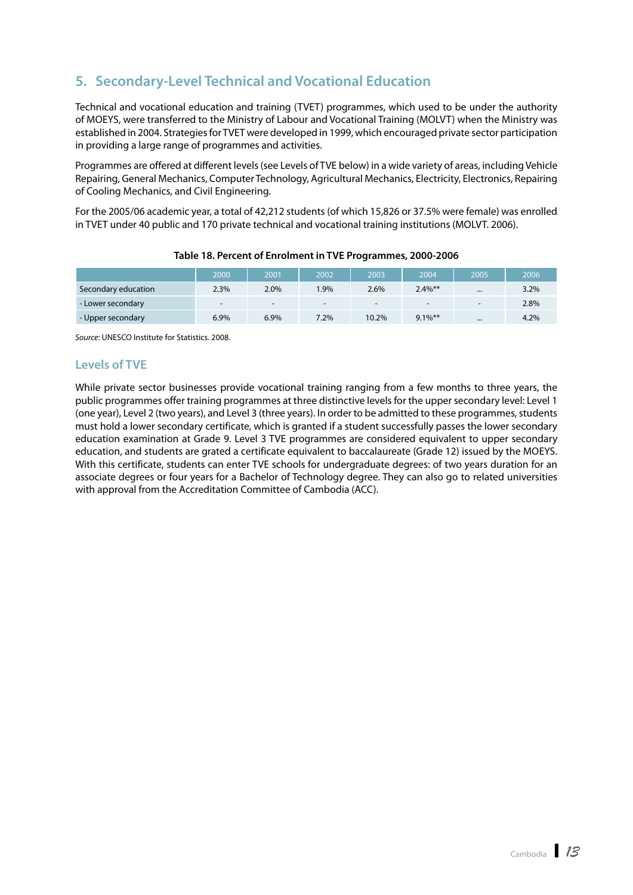## 5. Secondary-Level Technical and Vocational Education

Technical and vocational education and training (TVET) programmes, which used to be under the authority of MOEYS, were transferred to the Ministry of Labour and Vocational Training (MOLVT) when the Ministry was established in 2004. Strategies for TVET were developed in 1999, which encouraged private sector participation in providing a large range of programmes and activities.

Programmes are offered at different levels (see Levels of TVE below) in a wide variety of areas, including Vehicle Repairing, General Mechanics, Computer Technology, Agricultural Mechanics, Electricity, Electronics, Repairing of Cooling Mechanics, and Civil Engineering.

For the 2005/06 academic year, a total of 42,212 students (of which 15,826 or 37.5% were female) was enrolled in TVET under 40 public and 170 private technical and vocational training institutions (MOLVT. 2006).

**Table 18. Percent of Enrolment in TVE Programmes, 2000-2006**

| | 2000 | 2001 | 2002 | 2003 | 2004 | 2005 | 2006 |
|---|---|---|---|---|---|---|---|
| Secondary education | 2.3% | 2.0% | 1.9% | 2.6% | 2.4%** | ... | 3.2% |
| - Lower secondary | - | - | - | - | - | - | 2.8% |
| - Upper secondary | 6.9% | 6.9% | 7.2% | 10.2% | 9.1%** | ... | 4.2% |

*Source*: UNESCO Institute for Statistics. 2008.

### Levels of TVE

While private sector businesses provide vocational training ranging from a few months to three years, the public programmes offer training programmes at three distinctive levels for the upper secondary level: Level 1 (one year), Level 2 (two years), and Level 3 (three years). In order to be admitted to these programmes, students must hold a lower secondary certificate, which is granted if a student successfully passes the lower secondary education examination at Grade 9. Level 3 TVE programmes are considered equivalent to upper secondary education, and students are grated a certificate equivalent to baccalaureate (Grade 12) issued by the MOEYS. With this certificate, students can enter TVE schools for undergraduate degrees: of two years duration for an associate degrees or four years for a Bachelor of Technology degree. They can also go to related universities with approval from the Accreditation Committee of Cambodia (ACC).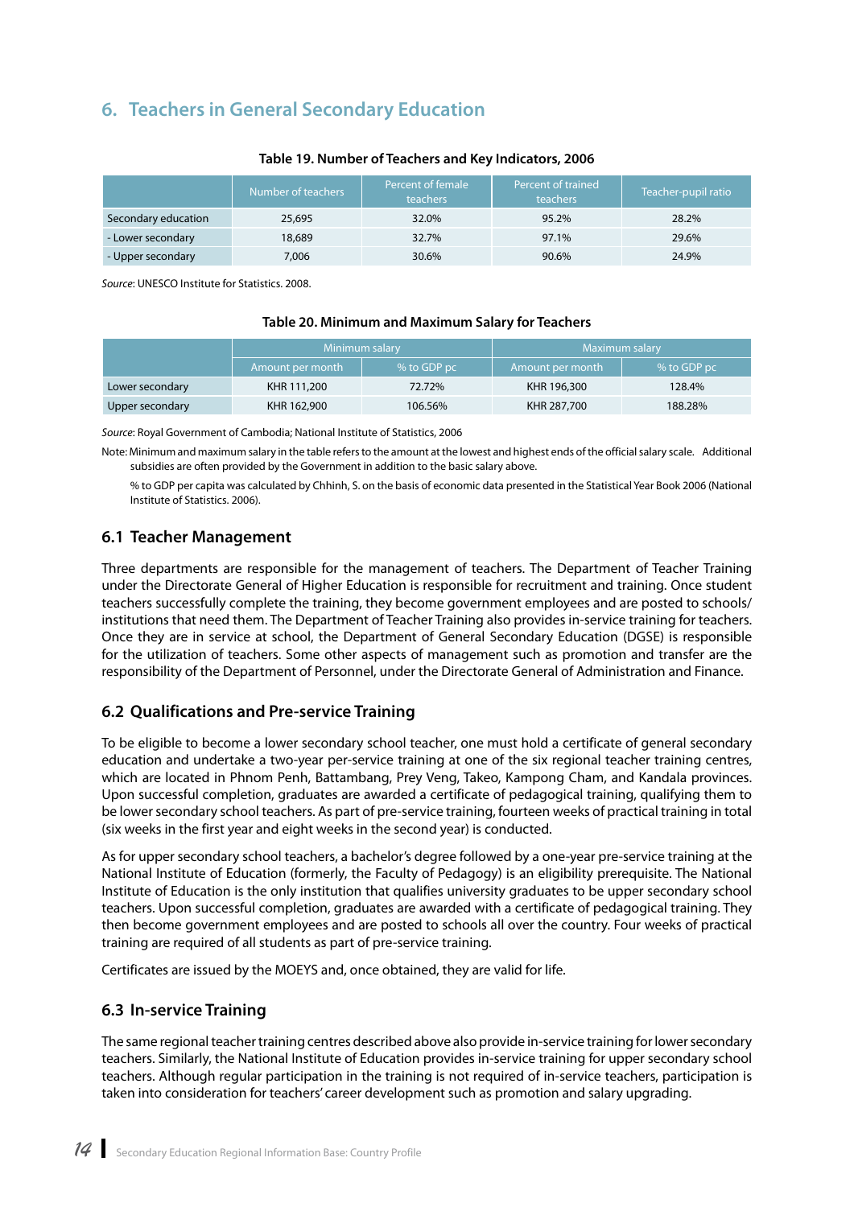## 6. Teachers in General Secondary Education

**Table 19. Number of Teachers and Key Indicators, 2006**

| | Number of teachers | Percent of female teachers | Percent of trained teachers | Teacher-pupil ratio |
|---|---|---|---|---|
| Secondary education | 25,695 | 32.0% | 95.2% | 28.2% |
| - Lower secondary | 18,689 | 32.7% | 97.1% | 29.6% |
| - Upper secondary | 7,006 | 30.6% | 90.6% | 24.9% |

*Source*: UNESCO Institute for Statistics. 2008.

**Table 20. Minimum and Maximum Salary for Teachers**

| | Minimum salary | | Maximum salary | |
|---|---|---|---|---|
| | Amount per month | % to GDP pc | Amount per month | % to GDP pc |
| Lower secondary | KHR 111,200 | 72.72% | KHR 196,300 | 128.4% |
| Upper secondary | KHR 162,900 | 106.56% | KHR 287,700 | 188.28% |

*Source*: Royal Government of Cambodia; National Institute of Statistics, 2006

Note: Minimum and maximum salary in the table refers to the amount at the lowest and highest ends of the official salary scale. Additional subsidies are often provided by the Government in addition to the basic salary above.

% to GDP per capita was calculated by Chhinh, S. on the basis of economic data presented in the Statistical Year Book 2006 (National Institute of Statistics. 2006).

### 6.1 Teacher Management

Three departments are responsible for the management of teachers. The Department of Teacher Training under the Directorate General of Higher Education is responsible for recruitment and training. Once student teachers successfully complete the training, they become government employees and are posted to schools/ institutions that need them. The Department of Teacher Training also provides in-service training for teachers. Once they are in service at school, the Department of General Secondary Education (DGSE) is responsible for the utilization of teachers. Some other aspects of management such as promotion and transfer are the responsibility of the Department of Personnel, under the Directorate General of Administration and Finance.

### 6.2 Qualifications and Pre-service Training

To be eligible to become a lower secondary school teacher, one must hold a certificate of general secondary education and undertake a two-year per-service training at one of the six regional teacher training centres, which are located in Phnom Penh, Battambang, Prey Veng, Takeo, Kampong Cham, and Kandala provinces. Upon successful completion, graduates are awarded a certificate of pedagogical training, qualifying them to be lower secondary school teachers. As part of pre-service training, fourteen weeks of practical training in total (six weeks in the first year and eight weeks in the second year) is conducted.

As for upper secondary school teachers, a bachelor's degree followed by a one-year pre-service training at the National Institute of Education (formerly, the Faculty of Pedagogy) is an eligibility prerequisite. The National Institute of Education is the only institution that qualifies university graduates to be upper secondary school teachers. Upon successful completion, graduates are awarded with a certificate of pedagogical training. They then become government employees and are posted to schools all over the country. Four weeks of practical training are required of all students as part of pre-service training.

Certificates are issued by the MOEYS and, once obtained, they are valid for life.

### 6.3 In-service Training

The same regional teacher training centres described above also provide in-service training for lower secondary teachers. Similarly, the National Institute of Education provides in-service training for upper secondary school teachers. Although regular participation in the training is not required of in-service teachers, participation is taken into consideration for teachers' career development such as promotion and salary upgrading.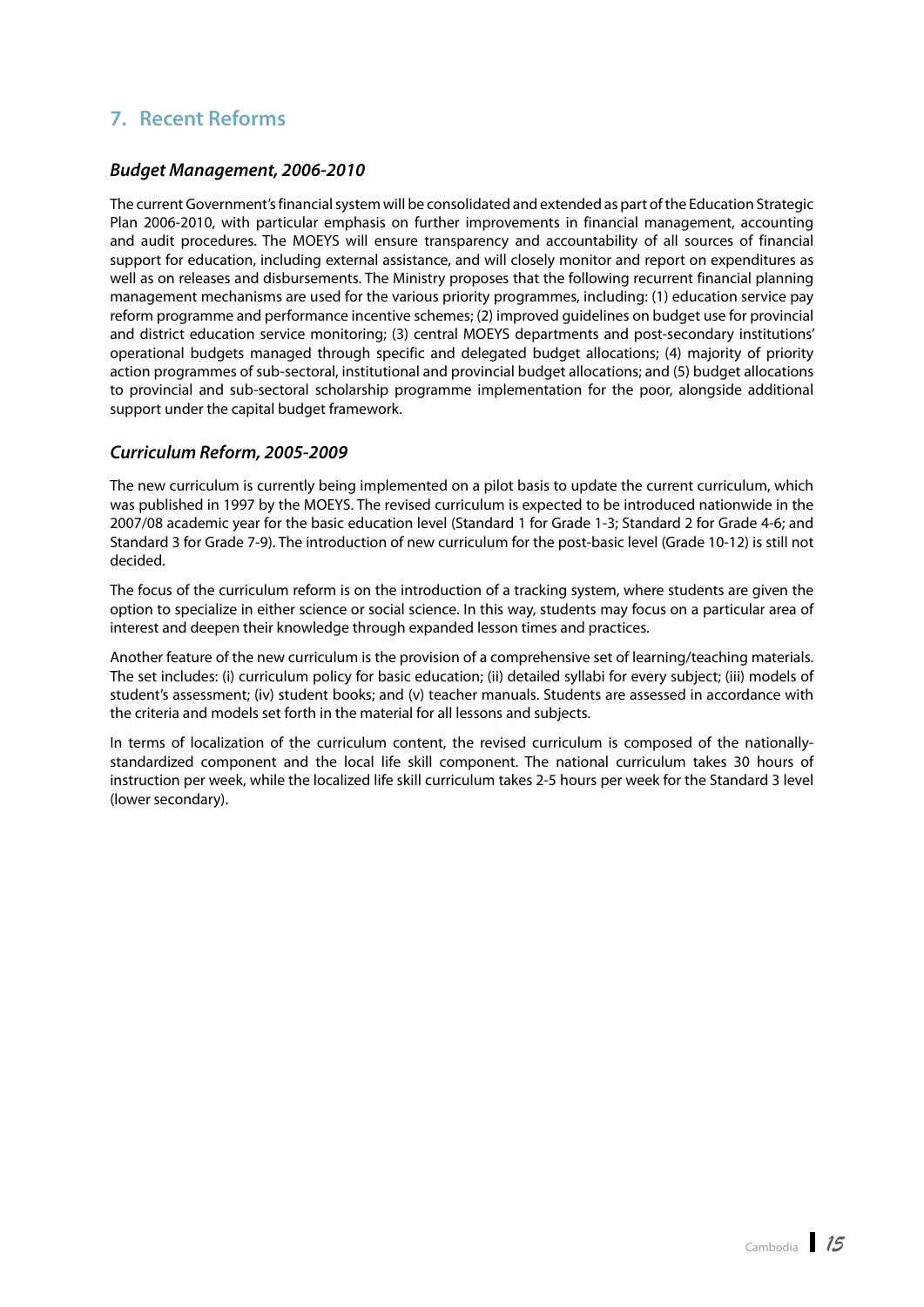## 7. Recent Reforms

### *Budget Management, 2006-2010*

The current Government's financial system will be consolidated and extended as part of the Education Strategic Plan 2006-2010, with particular emphasis on further improvements in financial management, accounting and audit procedures. The MOEYS will ensure transparency and accountability of all sources of financial support for education, including external assistance, and will closely monitor and report on expenditures as well as on releases and disbursements. The Ministry proposes that the following recurrent financial planning management mechanisms are used for the various priority programmes, including: (1) education service pay reform programme and performance incentive schemes; (2) improved guidelines on budget use for provincial and district education service monitoring; (3) central MOEYS departments and post-secondary institutions' operational budgets managed through specific and delegated budget allocations; (4) majority of priority action programmes of sub-sectoral, institutional and provincial budget allocations; and (5) budget allocations to provincial and sub-sectoral scholarship programme implementation for the poor, alongside additional support under the capital budget framework.

### *Curriculum Reform, 2005-2009*

The new curriculum is currently being implemented on a pilot basis to update the current curriculum, which was published in 1997 by the MOEYS. The revised curriculum is expected to be introduced nationwide in the 2007/08 academic year for the basic education level (Standard 1 for Grade 1-3; Standard 2 for Grade 4-6; and Standard 3 for Grade 7-9). The introduction of new curriculum for the post-basic level (Grade 10-12) is still not decided.

The focus of the curriculum reform is on the introduction of a tracking system, where students are given the option to specialize in either science or social science. In this way, students may focus on a particular area of interest and deepen their knowledge through expanded lesson times and practices.

Another feature of the new curriculum is the provision of a comprehensive set of learning/teaching materials. The set includes: (i) curriculum policy for basic education; (ii) detailed syllabi for every subject; (iii) models of student's assessment; (iv) student books; and (v) teacher manuals. Students are assessed in accordance with the criteria and models set forth in the material for all lessons and subjects.

In terms of localization of the curriculum content, the revised curriculum is composed of the nationally-standardized component and the local life skill component. The national curriculum takes 30 hours of instruction per week, while the localized life skill curriculum takes 2-5 hours per week for the Standard 3 level (lower secondary).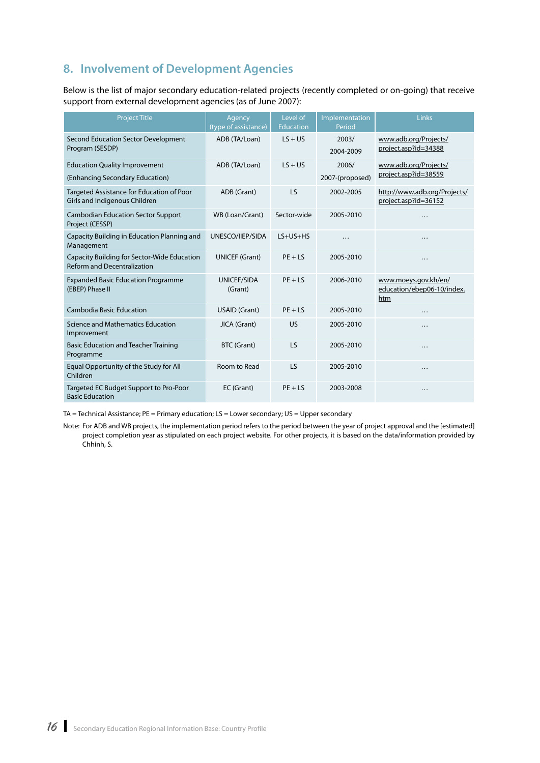## 8. Involvement of Development Agencies

Below is the list of major secondary education-related projects (recently completed or on-going) that receive support from external development agencies (as of June 2007):

| Project Title | Agency (type of assistance) | Level of Education | Implementation Period | Links |
|---|---|---|---|---|
| Second Education Sector Development Program (SESDP) | ADB (TA/Loan) | LS + US | 2003/ 2004-2009 | www.adb.org/Projects/project.asp?id=34388 |
| Education Quality Improvement (Enhancing Secondary Education) | ADB (TA/Loan) | LS + US | 2006/ 2007-(proposed) | www.adb.org/Projects/project.asp?id=38559 |
| Targeted Assistance for Education of Poor Girls and Indigenous Children | ADB (Grant) | LS | 2002-2005 | http://www.adb.org/Projects/project.asp?id=36152 |
| Cambodian Education Sector Support Project (CESSP) | WB (Loan/Grant) | Sector-wide | 2005-2010 | … |
| Capacity Building in Education Planning and Management | UNESCO/IIEP/SIDA | LS+US+HS | … | … |
| Capacity Building for Sector-Wide Education Reform and Decentralization | UNICEF (Grant) | PE + LS | 2005-2010 | … |
| Expanded Basic Education Programme (EBEP) Phase II | UNICEF/SIDA (Grant) | PE + LS | 2006-2010 | www.moeys.gov.kh/en/education/ebep06-10/index.htm |
| Cambodia Basic Education | USAID (Grant) | PE + LS | 2005-2010 | … |
| Science and Mathematics Education Improvement | JICA (Grant) | US | 2005-2010 | … |
| Basic Education and Teacher Training Programme | BTC (Grant) | LS | 2005-2010 | … |
| Equal Opportunity of the Study for All Children | Room to Read | LS | 2005-2010 | … |
| Targeted EC Budget Support to Pro-Poor Basic Education | EC (Grant) | PE + LS | 2003-2008 | … |

TA = Technical Assistance; PE = Primary education; LS = Lower secondary; US = Upper secondary

Note: For ADB and WB projects, the implementation period refers to the period between the year of project approval and the [estimated] project completion year as stipulated on each project website. For other projects, it is based on the data/information provided by Chhinh, S.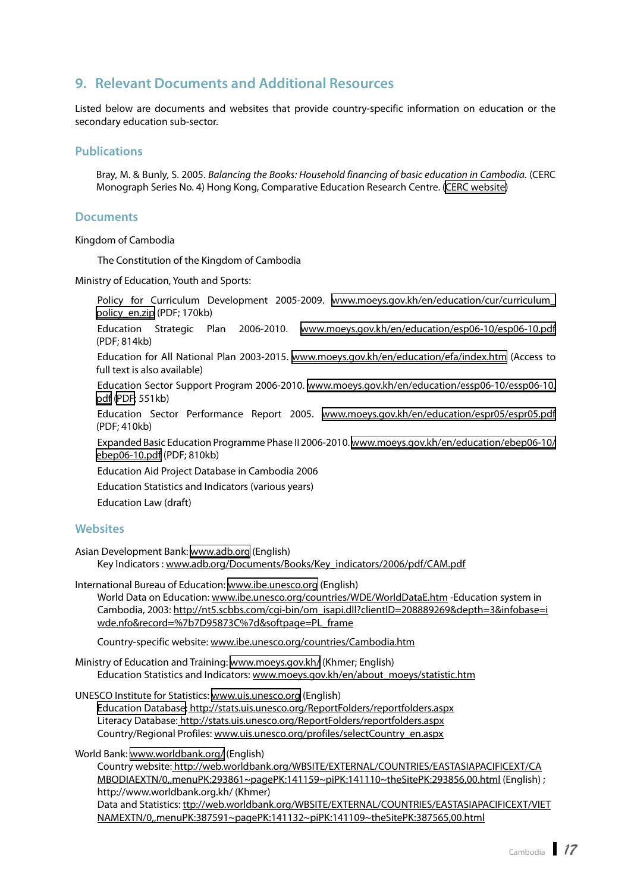## 9. Relevant Documents and Additional Resources

Listed below are documents and websites that provide country-specific information on education or the secondary education sub-sector.

### Publications

Bray, M. & Bunly, S. 2005. *Balancing the Books: Household financing of basic education in Cambodia.* (CERC Monograph Series No. 4) Hong Kong, Comparative Education Research Centre. (CERC website)

### Documents

Kingdom of Cambodia

The Constitution of the Kingdom of Cambodia

Ministry of Education, Youth and Sports:

Policy for Curriculum Development 2005-2009. www.moeys.gov.kh/en/education/cur/curriculum_policy_en.zip (PDF; 170kb)

Education Strategic Plan 2006-2010. www.moeys.gov.kh/en/education/esp06-10/esp06-10.pdf (PDF; 814kb)

Education for All National Plan 2003-2015. www.moeys.gov.kh/en/education/efa/index.htm (Access to full text is also available)

Education Sector Support Program 2006-2010. www.moeys.gov.kh/en/education/essp06-10/essp06-10.pdf (PDF; 551kb)

Education Sector Performance Report 2005. www.moeys.gov.kh/en/education/espr05/espr05.pdf (PDF; 410kb)

Expanded Basic Education Programme Phase II 2006-2010. www.moeys.gov.kh/en/education/ebep06-10/ebep06-10.pdf (PDF; 810kb)

Education Aid Project Database in Cambodia 2006

Education Statistics and Indicators (various years)

Education Law (draft)

### Websites

Asian Development Bank: www.adb.org (English)
Key Indicators : www.adb.org/Documents/Books/Key_indicators/2006/pdf/CAM.pdf

International Bureau of Education: www.ibe.unesco.org (English)
World Data on Education: www.ibe.unesco.org/countries/WDE/WorldDataE.htm -Education system in Cambodia, 2003: http://nt5.scbbs.com/cgi-bin/om_isapi.dll?clientID=208889269&depth=3&infobase=iwde.nfo&record=%7b7D95873C%7d&softpage=PL_frame

Country-specific website: www.ibe.unesco.org/countries/Cambodia.htm

Ministry of Education and Training: www.moeys.gov.kh/ (Khmer; English)
Education Statistics and Indicators: www.moeys.gov.kh/en/about_moeys/statistic.htm

UNESCO Institute for Statistics: www.uis.unesco.org (English)
Education Database: http://stats.uis.unesco.org/ReportFolders/reportfolders.aspx
Literacy Database: http://stats.uis.unesco.org/ReportFolders/reportfolders.aspx
Country/Regional Profiles: www.uis.unesco.org/profiles/selectCountry_en.aspx

World Bank: www.worldbank.org/ (English)
Country website: http://web.worldbank.org/WBSITE/EXTERNAL/COUNTRIES/EASTASIAPACIFICEXT/CAMBODIAEXTN/0,,menuPK:293861~pagePK:141159~piPK:141110~theSitePK:293856,00.html (English) ; http://www.worldbank.org.kh/ (Khmer)
Data and Statistics: ttp://web.worldbank.org/WBSITE/EXTERNAL/COUNTRIES/EASTASIAPACIFICEXT/VIETNAMEXTN/0,,menuPK:387591~pagePK:141132~piPK:141109~theSitePK:387565,00.html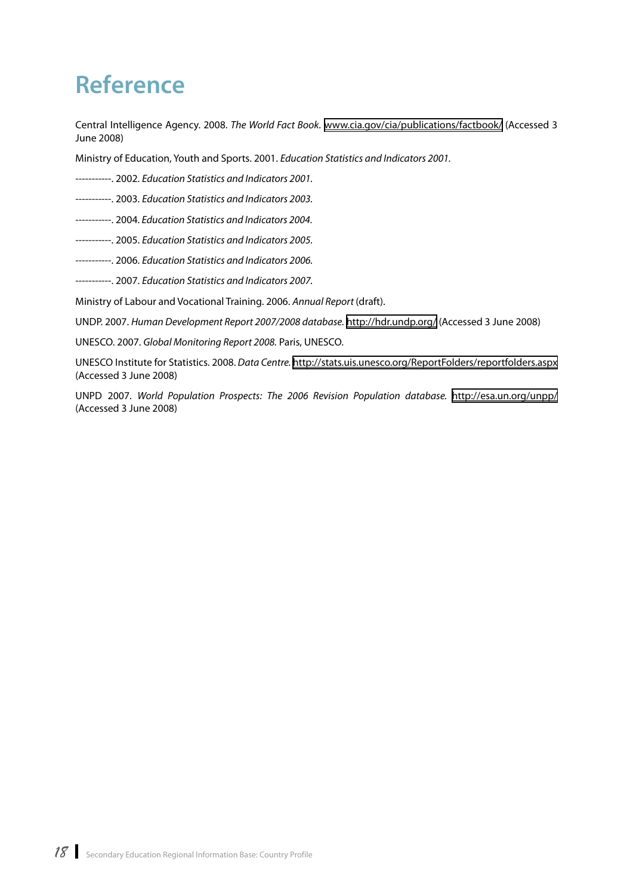# Reference

Central Intelligence Agency. 2008. *The World Fact Book*. www.cia.gov/cia/publications/factbook/ (Accessed 3 June 2008)

Ministry of Education, Youth and Sports. 2001. *Education Statistics and Indicators 2001.*

-----------. 2002. *Education Statistics and Indicators 2001.*

-----------. 2003. *Education Statistics and Indicators 2003.*

-----------. 2004. *Education Statistics and Indicators 2004.*

-----------. 2005. *Education Statistics and Indicators 2005.*

-----------. 2006. *Education Statistics and Indicators 2006.*

-----------. 2007. *Education Statistics and Indicators 2007.*

Ministry of Labour and Vocational Training. 2006. *Annual Report* (draft).

UNDP. 2007. *Human Development Report 2007/2008 database.* http://hdr.undp.org/ (Accessed 3 June 2008)

UNESCO. 2007. *Global Monitoring Report 2008.* Paris, UNESCO.

UNESCO Institute for Statistics. 2008. *Data Centre.* http://stats.uis.unesco.org/ReportFolders/reportfolders.aspx (Accessed 3 June 2008)

UNPD 2007. *World Population Prospects: The 2006 Revision Population database.* http://esa.un.org/unpp/ (Accessed 3 June 2008)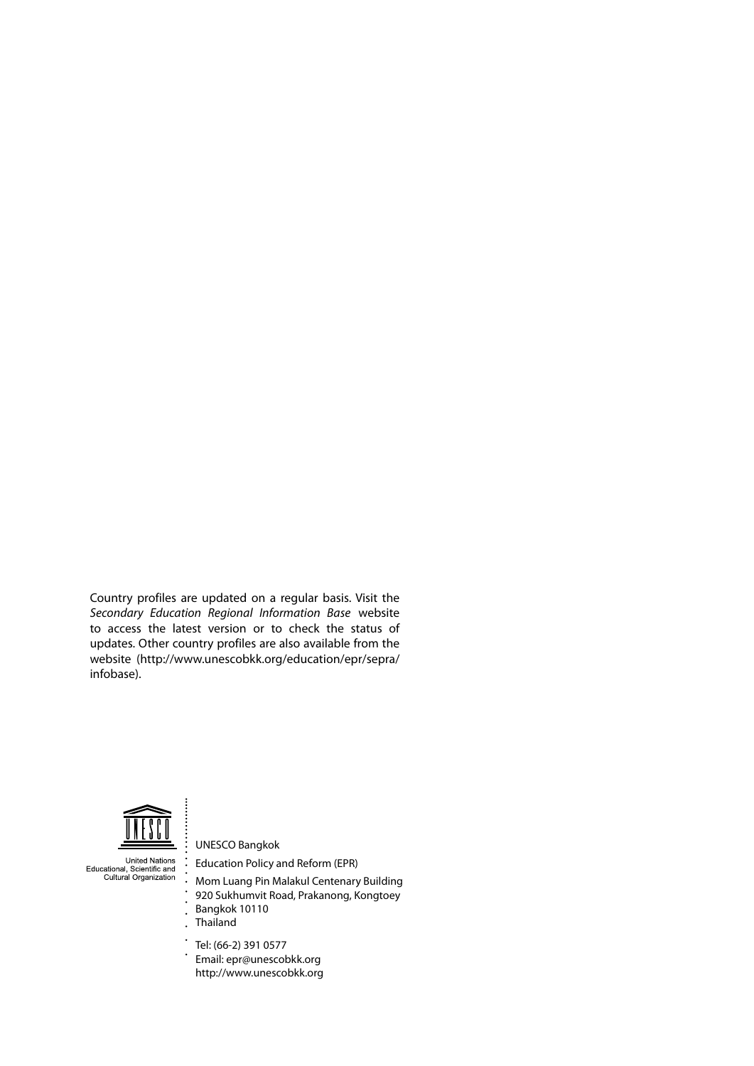Country profiles are updated on a regular basis. Visit the *Secondary Education Regional Information Base* website to access the latest version or to check the status of updates. Other country profiles are also available from the website (http://www.unescobkk.org/education/epr/sepra/infobase).

United Nations
Educational, Scientific and
Cultural Organization

UNESCO Bangkok

Education Policy and Reform (EPR)

Mom Luang Pin Malakul Centenary Building
920 Sukhumvit Road, Prakanong, Kongtoey
Bangkok 10110
Thailand

Tel: (66-2) 391 0577
Email: epr@unescobkk.org
http://www.unescobkk.org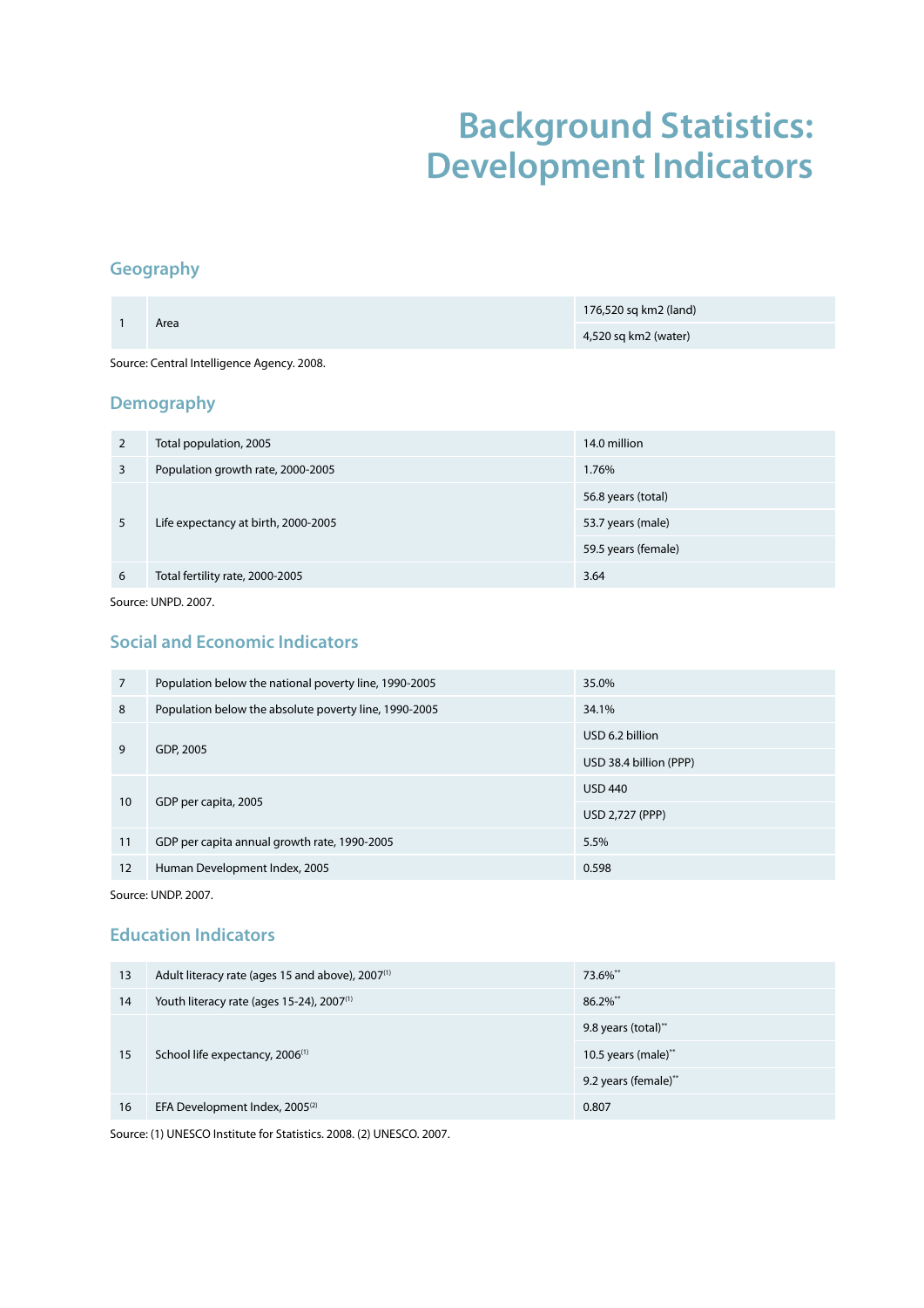# Background Statistics: Development Indicators

## Geography

| | | |
|---|---|---|
| 1 | Area | 176,520 sq km2 (land) |
| | | 4,520 sq km2 (water) |

Source: Central Intelligence Agency. 2008.

## Demography

| | | |
|---|---|---|
| 2 | Total population, 2005 | 14.0 million |
| 3 | Population growth rate, 2000-2005 | 1.76% |
| 5 | Life expectancy at birth, 2000-2005 | 56.8 years (total) |
| | | 53.7 years (male) |
| | | 59.5 years (female) |
| 6 | Total fertility rate, 2000-2005 | 3.64 |

Source: UNPD. 2007.

## Social and Economic Indicators

| | | |
|---|---|---|
| 7 | Population below the national poverty line, 1990-2005 | 35.0% |
| 8 | Population below the absolute poverty line, 1990-2005 | 34.1% |
| 9 | GDP, 2005 | USD 6.2 billion |
| | | USD 38.4 billion (PPP) |
| 10 | GDP per capita, 2005 | USD 440 |
| | | USD 2,727 (PPP) |
| 11 | GDP per capita annual growth rate, 1990-2005 | 5.5% |
| 12 | Human Development Index, 2005 | 0.598 |

Source: UNDP. 2007.

## Education Indicators

| | | |
|---|---|---|
| 13 | Adult literacy rate (ages 15 and above), 2007[1] | 73.6%** |
| 14 | Youth literacy rate (ages 15-24), 2007[1] | 86.2%** |
| 15 | School life expectancy, 2006[1] | 9.8 years (total)** |
| | | 10.5 years (male)** |
| | | 9.2 years (female)** |
| 16 | EFA Development Index, 2005[2] | 0.807 |

Source: (1) UNESCO Institute for Statistics. 2008. (2) UNESCO. 2007.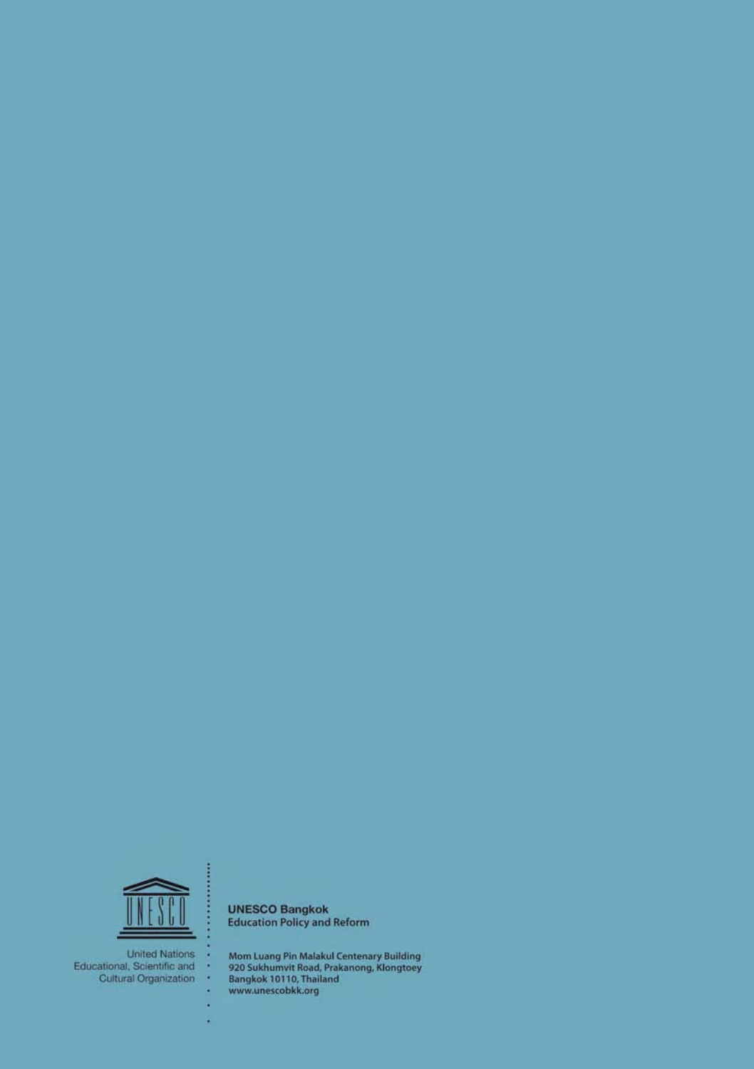UNESCO

United Nations
Educational, Scientific and
Cultural Organization

**UNESCO Bangkok**
**Education Policy and Reform**

Mom Luang Pin Malakul Centenary Building
920 Sukhumvit Road, Prakanong, Klongtoey
Bangkok 10110, Thailand
www.unescobkk.org